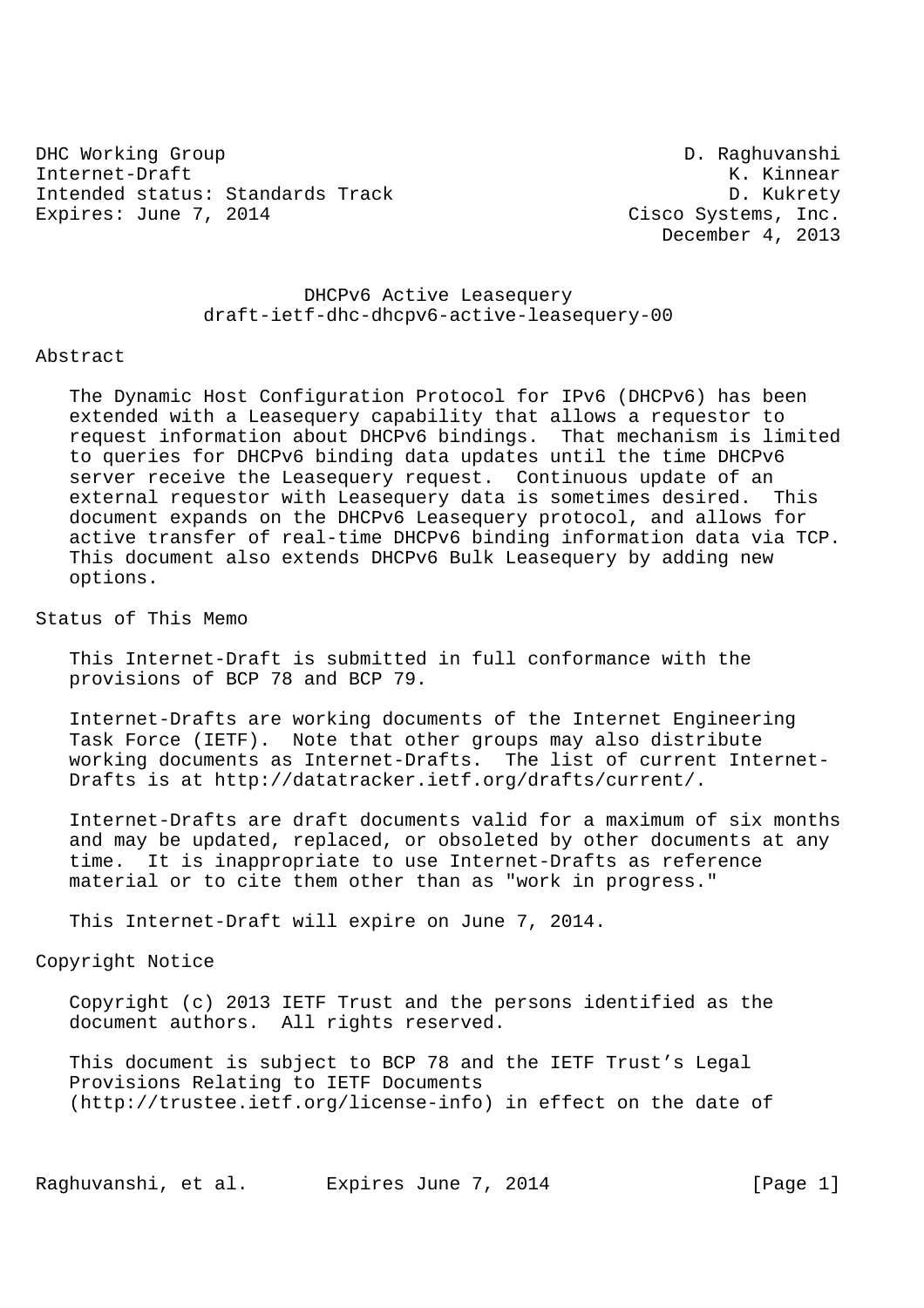DHC Working Group D. Raghuvanshi
Internet-Draft K. Kinnear
Intended status: Standards Track D. Kukrety
Expires: June 7, 2014 Cisco Systems, Inc.
December 4, 2013

# DHCPv6 Active Leasequery
draft-ietf-dhc-dhcpv6-active-leasequery-00

## Abstract

The Dynamic Host Configuration Protocol for IPv6 (DHCPv6) has been extended with a Leasequery capability that allows a requestor to request information about DHCPv6 bindings. That mechanism is limited to queries for DHCPv6 binding data updates until the time DHCPv6 server receive the Leasequery request. Continuous update of an external requestor with Leasequery data is sometimes desired. This document expands on the DHCPv6 Leasequery protocol, and allows for active transfer of real-time DHCPv6 binding information data via TCP. This document also extends DHCPv6 Bulk Leasequery by adding new options.

## Status of This Memo

This Internet-Draft is submitted in full conformance with the provisions of BCP 78 and BCP 79.

Internet-Drafts are working documents of the Internet Engineering Task Force (IETF). Note that other groups may also distribute working documents as Internet-Drafts. The list of current Internet-Drafts is at http://datatracker.ietf.org/drafts/current/.

Internet-Drafts are draft documents valid for a maximum of six months and may be updated, replaced, or obsoleted by other documents at any time. It is inappropriate to use Internet-Drafts as reference material or to cite them other than as "work in progress."

This Internet-Draft will expire on June 7, 2014.

## Copyright Notice

Copyright (c) 2013 IETF Trust and the persons identified as the document authors. All rights reserved.

This document is subject to BCP 78 and the IETF Trust's Legal Provisions Relating to IETF Documents (http://trustee.ietf.org/license-info) in effect on the date of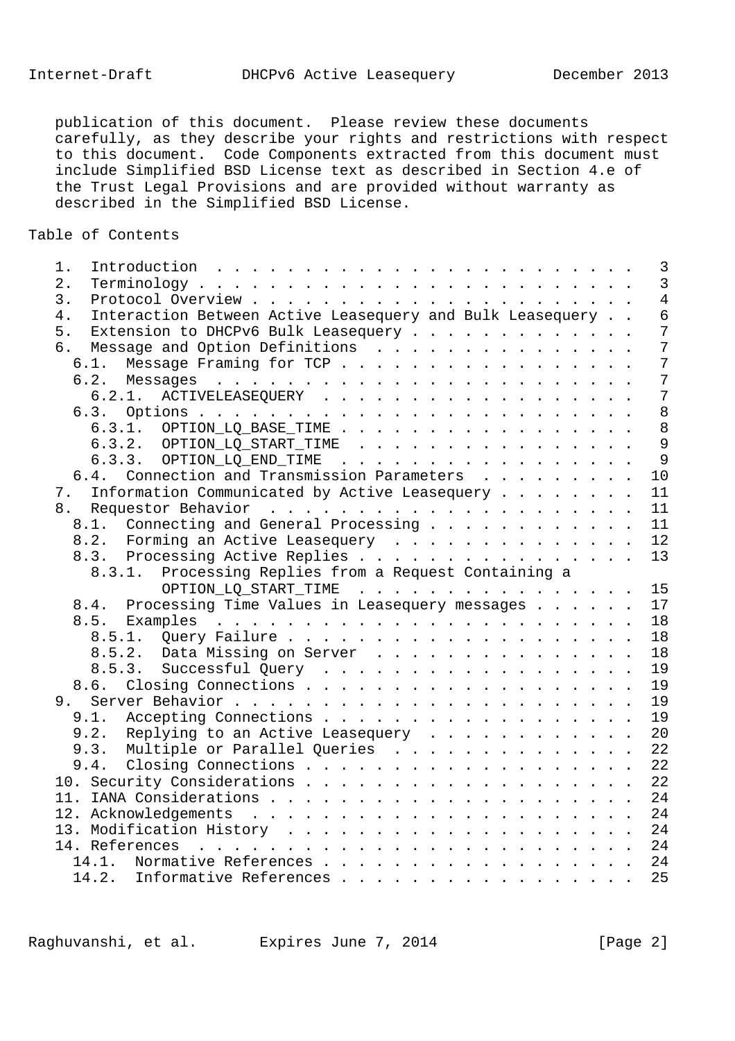publication of this document. Please review these documents carefully, as they describe your rights and restrictions with respect to this document. Code Components extracted from this document must include Simplified BSD License text as described in Section 4.e of the Trust Legal Provisions and are provided without warranty as described in the Simplified BSD License.

## Table of Contents

```
   1.  Introduction . . . . . . . . . . . . . . . . . . . . . . . .   3
   2.  Terminology  . . . . . . . . . . . . . . . . . . . . . . . .   3
   3.  Protocol Overview  . . . . . . . . . . . . . . . . . . . . .   4
   4.  Interaction Between Active Leasequery and Bulk Leasequery . .   6
   5.  Extension to DHCPv6 Bulk Leasequery  . . . . . . . . . . . .   7
   6.  Message and Option Definitions . . . . . . . . . . . . . . .   7
     6.1.  Message Framing for TCP  . . . . . . . . . . . . . . . .   7
     6.2.  Messages . . . . . . . . . . . . . . . . . . . . . . . .   7
       6.2.1.  ACTIVELEASEQUERY . . . . . . . . . . . . . . . . . .   7
     6.3.  Options  . . . . . . . . . . . . . . . . . . . . . . . .   8
       6.3.1.  OPTION_LQ_BASE_TIME  . . . . . . . . . . . . . . . .   8
       6.3.2.  OPTION_LQ_START_TIME . . . . . . . . . . . . . . . .   9
       6.3.3.  OPTION_LQ_END_TIME . . . . . . . . . . . . . . . . .   9
     6.4.  Connection and Transmission Parameters . . . . . . . . .  10
   7.  Information Communicated by Active Leasequery  . . . . . . .  11
   8.  Requestor Behavior . . . . . . . . . . . . . . . . . . . . .  11
     8.1.  Connecting and General Processing  . . . . . . . . . . .  11
     8.2.  Forming an Active Leasequery . . . . . . . . . . . . . .  12
     8.3.  Processing Active Replies  . . . . . . . . . . . . . . .  13
       8.3.1.  Processing Replies from a Request Containing a
               OPTION_LQ_START_TIME . . . . . . . . . . . . . . . .  15
     8.4.  Processing Time Values in Leasequery messages  . . . . .  17
     8.5.  Examples . . . . . . . . . . . . . . . . . . . . . . . .  18
       8.5.1.  Query Failure  . . . . . . . . . . . . . . . . . . .  18
       8.5.2.  Data Missing on Server . . . . . . . . . . . . . . .  18
       8.5.3.  Successful Query . . . . . . . . . . . . . . . . . .  19
     8.6.  Closing Connections  . . . . . . . . . . . . . . . . . .  19
   9.  Server Behavior  . . . . . . . . . . . . . . . . . . . . . .  19
     9.1.  Accepting Connections  . . . . . . . . . . . . . . . . .  19
     9.2.  Replying to an Active Leasequery . . . . . . . . . . . .  20
     9.3.  Multiple or Parallel Queries . . . . . . . . . . . . . .  22
     9.4.  Closing Connections  . . . . . . . . . . . . . . . . . .  22
   10. Security Considerations  . . . . . . . . . . . . . . . . . .  22
   11. IANA Considerations  . . . . . . . . . . . . . . . . . . . .  24
   12. Acknowledgements . . . . . . . . . . . . . . . . . . . . . .  24
   13. Modification History . . . . . . . . . . . . . . . . . . . .  24
   14. References . . . . . . . . . . . . . . . . . . . . . . . . .  24
     14.1.  Normative References  . . . . . . . . . . . . . . . . .  24
     14.2.  Informative References  . . . . . . . . . . . . . . . .  25
```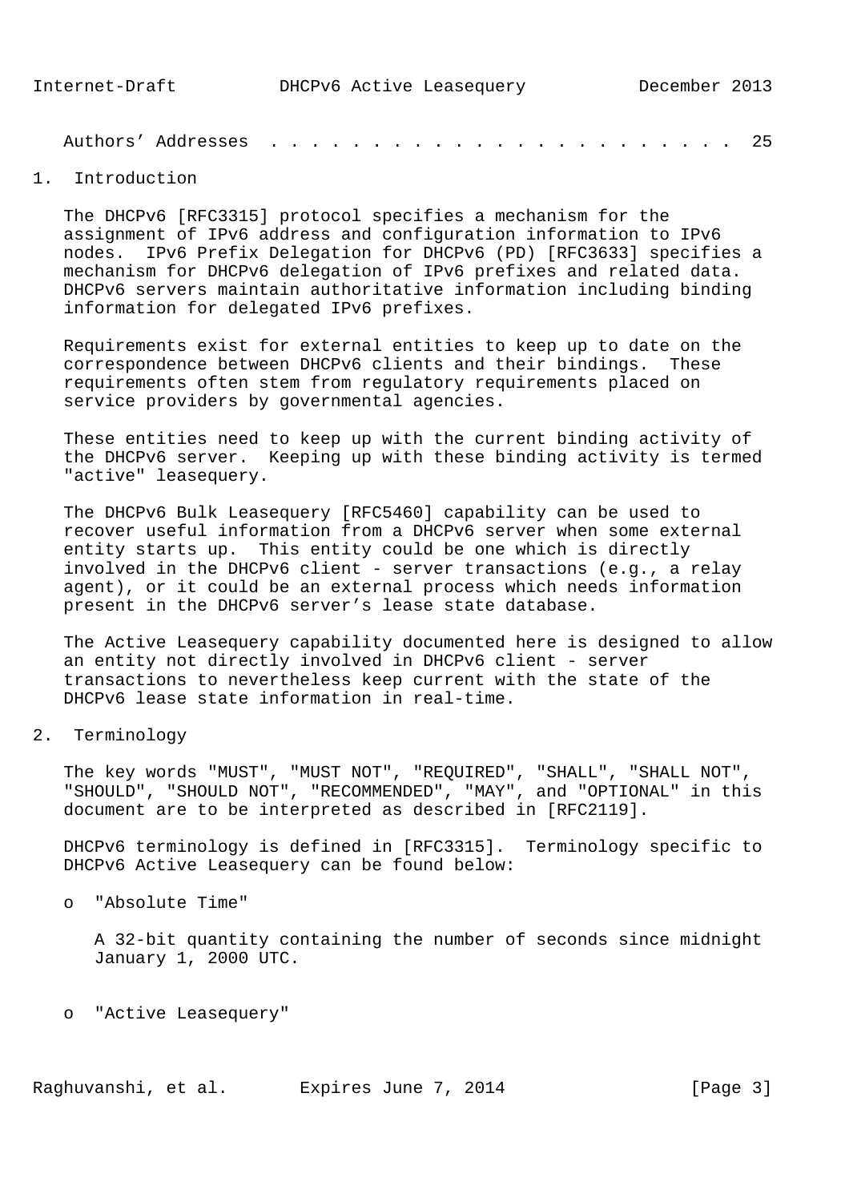Authors' Addresses . . . . . . . . . . . . . . . . . . . . . . . . 25

# 1. Introduction

The DHCPv6 [RFC3315] protocol specifies a mechanism for the assignment of IPv6 address and configuration information to IPv6 nodes. IPv6 Prefix Delegation for DHCPv6 (PD) [RFC3633] specifies a mechanism for DHCPv6 delegation of IPv6 prefixes and related data. DHCPv6 servers maintain authoritative information including binding information for delegated IPv6 prefixes.

Requirements exist for external entities to keep up to date on the correspondence between DHCPv6 clients and their bindings. These requirements often stem from regulatory requirements placed on service providers by governmental agencies.

These entities need to keep up with the current binding activity of the DHCPv6 server. Keeping up with these binding activity is termed "active" leasequery.

The DHCPv6 Bulk Leasequery [RFC5460] capability can be used to recover useful information from a DHCPv6 server when some external entity starts up. This entity could be one which is directly involved in the DHCPv6 client - server transactions (e.g., a relay agent), or it could be an external process which needs information present in the DHCPv6 server's lease state database.

The Active Leasequery capability documented here is designed to allow an entity not directly involved in DHCPv6 client - server transactions to nevertheless keep current with the state of the DHCPv6 lease state information in real-time.

# 2. Terminology

The key words "MUST", "MUST NOT", "REQUIRED", "SHALL", "SHALL NOT", "SHOULD", "SHOULD NOT", "RECOMMENDED", "MAY", and "OPTIONAL" in this document are to be interpreted as described in [RFC2119].

DHCPv6 terminology is defined in [RFC3315]. Terminology specific to DHCPv6 Active Leasequery can be found below:

- "Absolute Time"

  A 32-bit quantity containing the number of seconds since midnight January 1, 2000 UTC.

- "Active Leasequery"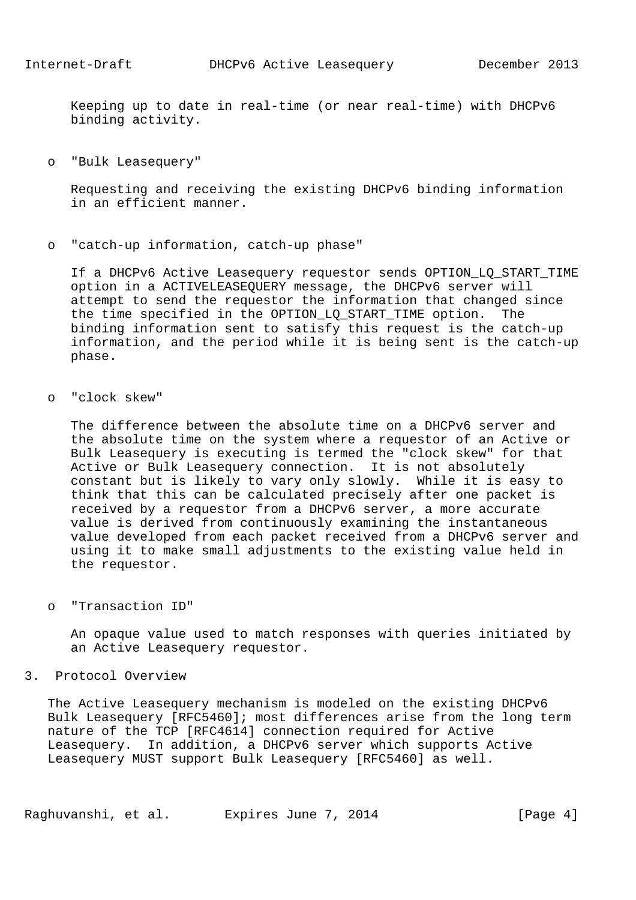Keeping up to date in real-time (or near real-time) with DHCPv6 binding activity.

- "Bulk Leasequery"

  Requesting and receiving the existing DHCPv6 binding information in an efficient manner.

- "catch-up information, catch-up phase"

  If a DHCPv6 Active Leasequery requestor sends OPTION_LQ_START_TIME option in a ACTIVELEASEQUERY message, the DHCPv6 server will attempt to send the requestor the information that changed since the time specified in the OPTION_LQ_START_TIME option. The binding information sent to satisfy this request is the catch-up information, and the period while it is being sent is the catch-up phase.

- "clock skew"

  The difference between the absolute time on a DHCPv6 server and the absolute time on the system where a requestor of an Active or Bulk Leasequery is executing is termed the "clock skew" for that Active or Bulk Leasequery connection. It is not absolutely constant but is likely to vary only slowly. While it is easy to think that this can be calculated precisely after one packet is received by a requestor from a DHCPv6 server, a more accurate value is derived from continuously examining the instantaneous value developed from each packet received from a DHCPv6 server and using it to make small adjustments to the existing value held in the requestor.

- "Transaction ID"

  An opaque value used to match responses with queries initiated by an Active Leasequery requestor.

# 3. Protocol Overview

The Active Leasequery mechanism is modeled on the existing DHCPv6 Bulk Leasequery [RFC5460]; most differences arise from the long term nature of the TCP [RFC4614] connection required for Active Leasequery. In addition, a DHCPv6 server which supports Active Leasequery MUST support Bulk Leasequery [RFC5460] as well.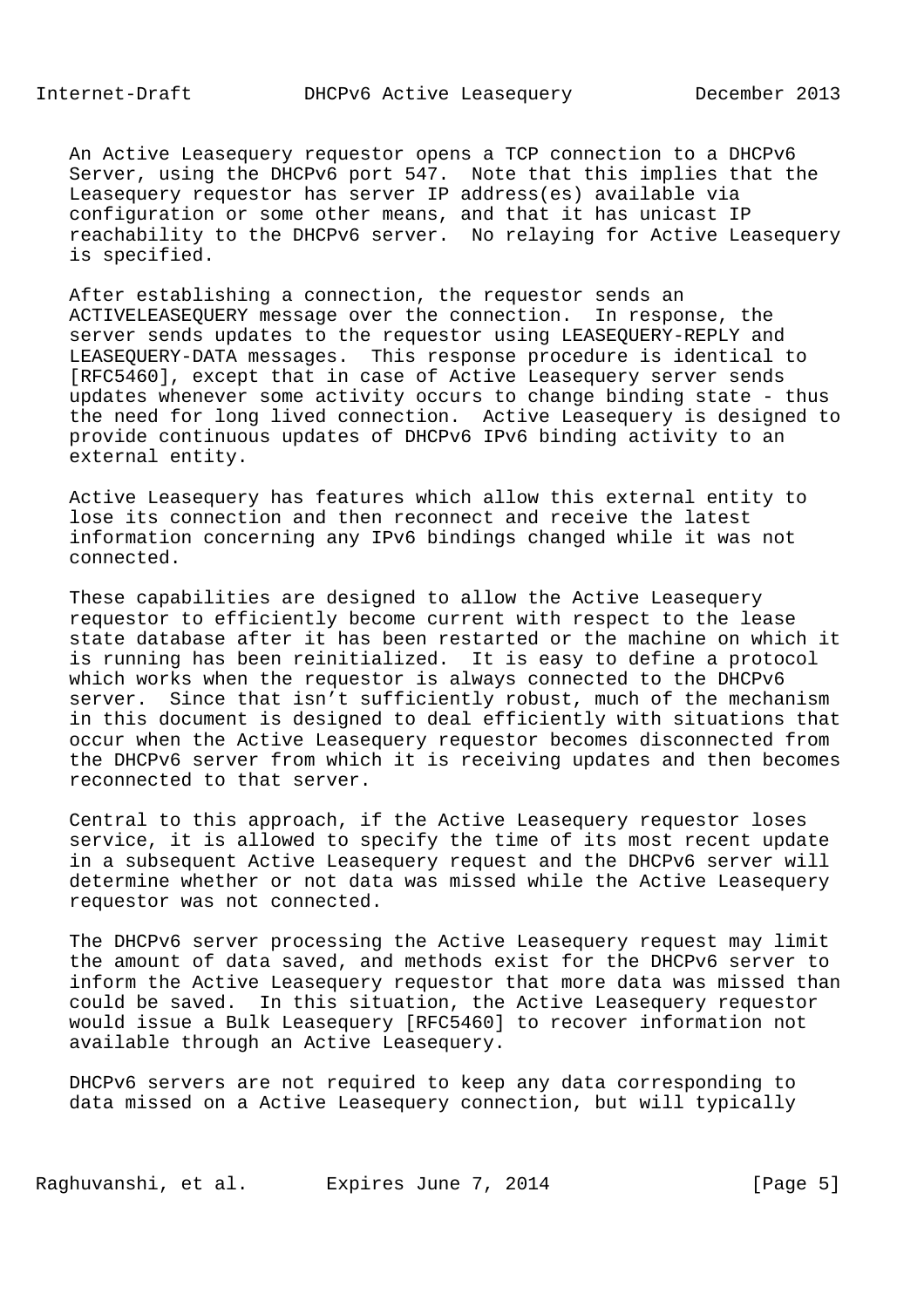An Active Leasequery requestor opens a TCP connection to a DHCPv6 Server, using the DHCPv6 port 547. Note that this implies that the Leasequery requestor has server IP address(es) available via configuration or some other means, and that it has unicast IP reachability to the DHCPv6 server. No relaying for Active Leasequery is specified.

After establishing a connection, the requestor sends an ACTIVELEASEQUERY message over the connection. In response, the server sends updates to the requestor using LEASEQUERY-REPLY and LEASEQUERY-DATA messages. This response procedure is identical to [RFC5460], except that in case of Active Leasequery server sends updates whenever some activity occurs to change binding state - thus the need for long lived connection. Active Leasequery is designed to provide continuous updates of DHCPv6 IPv6 binding activity to an external entity.

Active Leasequery has features which allow this external entity to lose its connection and then reconnect and receive the latest information concerning any IPv6 bindings changed while it was not connected.

These capabilities are designed to allow the Active Leasequery requestor to efficiently become current with respect to the lease state database after it has been restarted or the machine on which it is running has been reinitialized. It is easy to define a protocol which works when the requestor is always connected to the DHCPv6 server. Since that isn't sufficiently robust, much of the mechanism in this document is designed to deal efficiently with situations that occur when the Active Leasequery requestor becomes disconnected from the DHCPv6 server from which it is receiving updates and then becomes reconnected to that server.

Central to this approach, if the Active Leasequery requestor loses service, it is allowed to specify the time of its most recent update in a subsequent Active Leasequery request and the DHCPv6 server will determine whether or not data was missed while the Active Leasequery requestor was not connected.

The DHCPv6 server processing the Active Leasequery request may limit the amount of data saved, and methods exist for the DHCPv6 server to inform the Active Leasequery requestor that more data was missed than could be saved. In this situation, the Active Leasequery requestor would issue a Bulk Leasequery [RFC5460] to recover information not available through an Active Leasequery.

DHCPv6 servers are not required to keep any data corresponding to data missed on a Active Leasequery connection, but will typically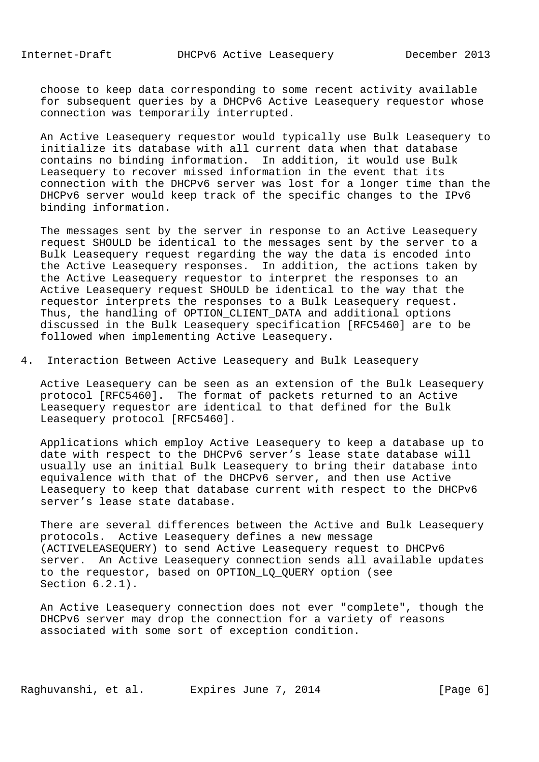choose to keep data corresponding to some recent activity available for subsequent queries by a DHCPv6 Active Leasequery requestor whose connection was temporarily interrupted.

An Active Leasequery requestor would typically use Bulk Leasequery to initialize its database with all current data when that database contains no binding information. In addition, it would use Bulk Leasequery to recover missed information in the event that its connection with the DHCPv6 server was lost for a longer time than the DHCPv6 server would keep track of the specific changes to the IPv6 binding information.

The messages sent by the server in response to an Active Leasequery request SHOULD be identical to the messages sent by the server to a Bulk Leasequery request regarding the way the data is encoded into the Active Leasequery responses. In addition, the actions taken by the Active Leasequery requestor to interpret the responses to an Active Leasequery request SHOULD be identical to the way that the requestor interprets the responses to a Bulk Leasequery request. Thus, the handling of OPTION_CLIENT_DATA and additional options discussed in the Bulk Leasequery specification [RFC5460] are to be followed when implementing Active Leasequery.

## 4. Interaction Between Active Leasequery and Bulk Leasequery

Active Leasequery can be seen as an extension of the Bulk Leasequery protocol [RFC5460]. The format of packets returned to an Active Leasequery requestor are identical to that defined for the Bulk Leasequery protocol [RFC5460].

Applications which employ Active Leasequery to keep a database up to date with respect to the DHCPv6 server’s lease state database will usually use an initial Bulk Leasequery to bring their database into equivalence with that of the DHCPv6 server, and then use Active Leasequery to keep that database current with respect to the DHCPv6 server’s lease state database.

There are several differences between the Active and Bulk Leasequery protocols. Active Leasequery defines a new message (ACTIVELEASEQUERY) to send Active Leasequery request to DHCPv6 server. An Active Leasequery connection sends all available updates to the requestor, based on OPTION_LQ_QUERY option (see Section 6.2.1).

An Active Leasequery connection does not ever "complete", though the DHCPv6 server may drop the connection for a variety of reasons associated with some sort of exception condition.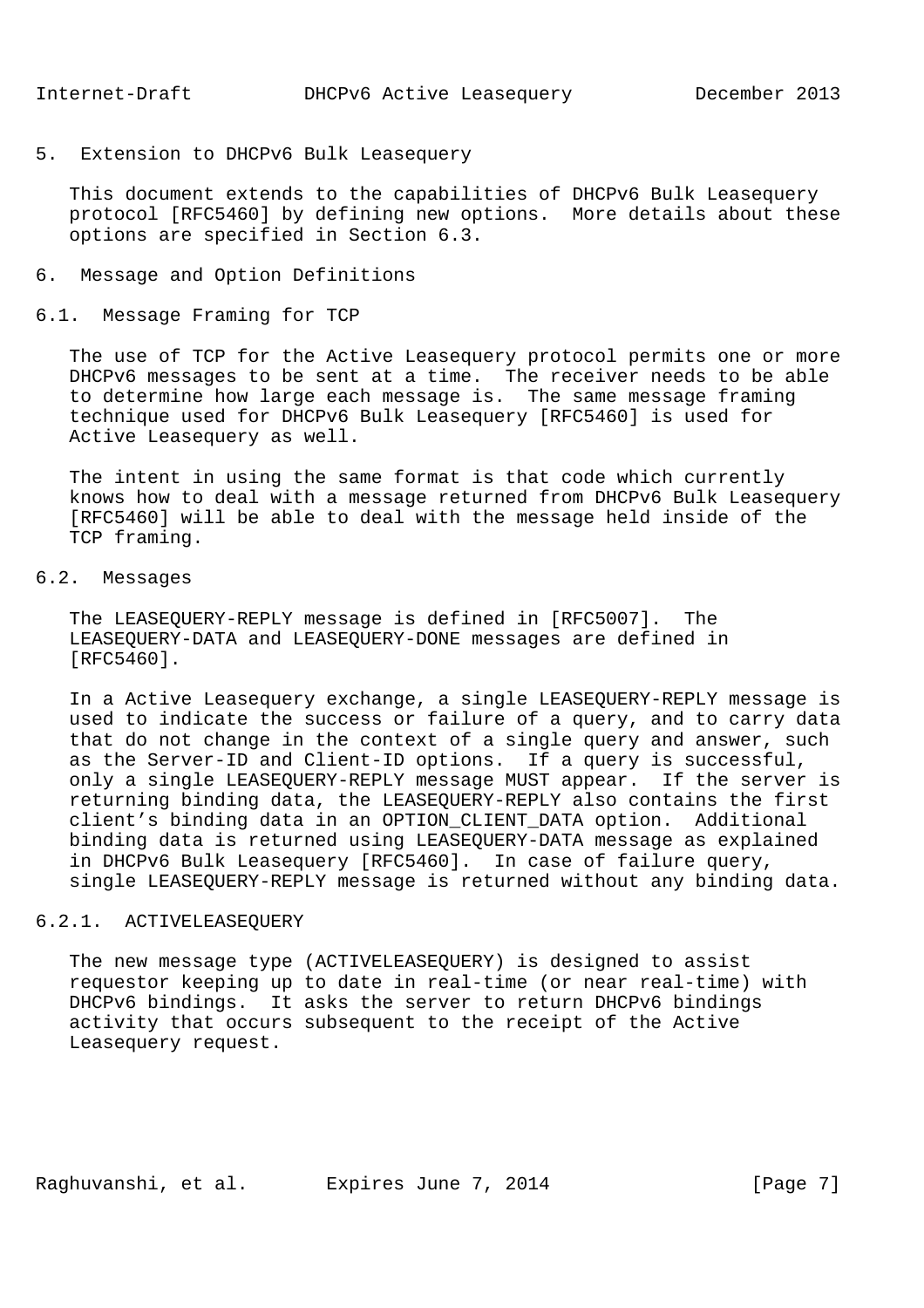## 5. Extension to DHCPv6 Bulk Leasequery

This document extends to the capabilities of DHCPv6 Bulk Leasequery protocol [RFC5460] by defining new options. More details about these options are specified in Section 6.3.

## 6. Message and Option Definitions

### 6.1. Message Framing for TCP

The use of TCP for the Active Leasequery protocol permits one or more DHCPv6 messages to be sent at a time. The receiver needs to be able to determine how large each message is. The same message framing technique used for DHCPv6 Bulk Leasequery [RFC5460] is used for Active Leasequery as well.

The intent in using the same format is that code which currently knows how to deal with a message returned from DHCPv6 Bulk Leasequery [RFC5460] will be able to deal with the message held inside of the TCP framing.

### 6.2. Messages

The LEASEQUERY-REPLY message is defined in [RFC5007]. The LEASEQUERY-DATA and LEASEQUERY-DONE messages are defined in [RFC5460].

In a Active Leasequery exchange, a single LEASEQUERY-REPLY message is used to indicate the success or failure of a query, and to carry data that do not change in the context of a single query and answer, such as the Server-ID and Client-ID options. If a query is successful, only a single LEASEQUERY-REPLY message MUST appear. If the server is returning binding data, the LEASEQUERY-REPLY also contains the first client's binding data in an OPTION_CLIENT_DATA option. Additional binding data is returned using LEASEQUERY-DATA message as explained in DHCPv6 Bulk Leasequery [RFC5460]. In case of failure query, single LEASEQUERY-REPLY message is returned without any binding data.

#### 6.2.1. ACTIVELEASEQUERY

The new message type (ACTIVELEASEQUERY) is designed to assist requestor keeping up to date in real-time (or near real-time) with DHCPv6 bindings. It asks the server to return DHCPv6 bindings activity that occurs subsequent to the receipt of the Active Leasequery request.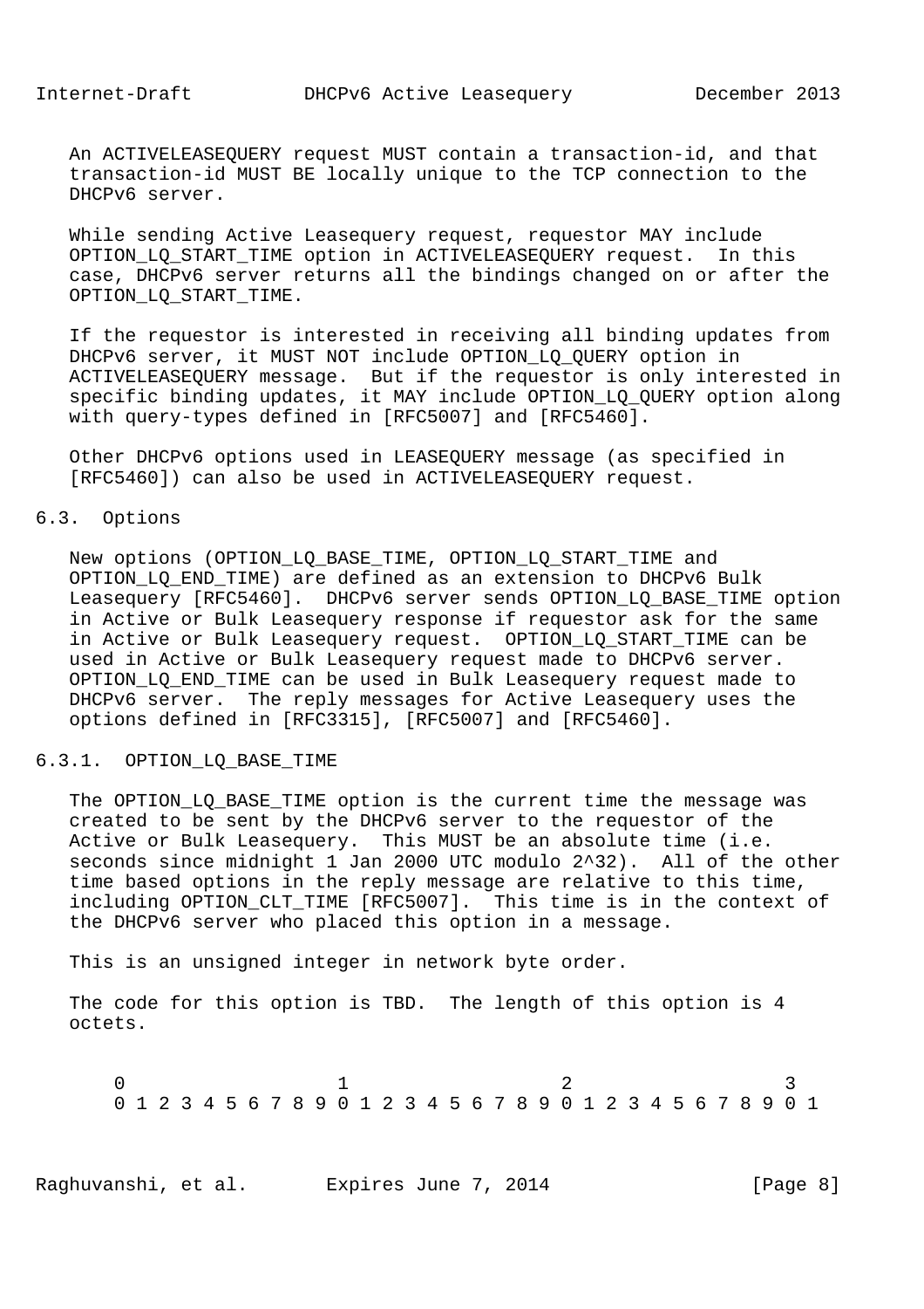An ACTIVELEASEQUERY request MUST contain a transaction-id, and that transaction-id MUST BE locally unique to the TCP connection to the DHCPv6 server.

While sending Active Leasequery request, requestor MAY include OPTION_LQ_START_TIME option in ACTIVELEASEQUERY request. In this case, DHCPv6 server returns all the bindings changed on or after the OPTION_LQ_START_TIME.

If the requestor is interested in receiving all binding updates from DHCPv6 server, it MUST NOT include OPTION_LQ_QUERY option in ACTIVELEASEQUERY message. But if the requestor is only interested in specific binding updates, it MAY include OPTION_LQ_QUERY option along with query-types defined in [RFC5007] and [RFC5460].

Other DHCPv6 options used in LEASEQUERY message (as specified in [RFC5460]) can also be used in ACTIVELEASEQUERY request.

## 6.3. Options

New options (OPTION_LQ_BASE_TIME, OPTION_LQ_START_TIME and OPTION_LQ_END_TIME) are defined as an extension to DHCPv6 Bulk Leasequery [RFC5460]. DHCPv6 server sends OPTION_LQ_BASE_TIME option in Active or Bulk Leasequery response if requestor ask for the same in Active or Bulk Leasequery request. OPTION_LQ_START_TIME can be used in Active or Bulk Leasequery request made to DHCPv6 server. OPTION_LQ_END_TIME can be used in Bulk Leasequery request made to DHCPv6 server. The reply messages for Active Leasequery uses the options defined in [RFC3315], [RFC5007] and [RFC5460].

### 6.3.1. OPTION_LQ_BASE_TIME

The OPTION_LQ_BASE_TIME option is the current time the message was created to be sent by the DHCPv6 server to the requestor of the Active or Bulk Leasequery. This MUST be an absolute time (i.e. seconds since midnight 1 Jan 2000 UTC modulo 2^32). All of the other time based options in the reply message are relative to this time, including OPTION_CLT_TIME [RFC5007]. This time is in the context of the DHCPv6 server who placed this option in a message.

This is an unsigned integer in network byte order.

The code for this option is TBD. The length of this option is 4 octets.

```
    0                   1                   2                   3
    0 1 2 3 4 5 6 7 8 9 0 1 2 3 4 5 6 7 8 9 0 1 2 3 4 5 6 7 8 9 0 1
```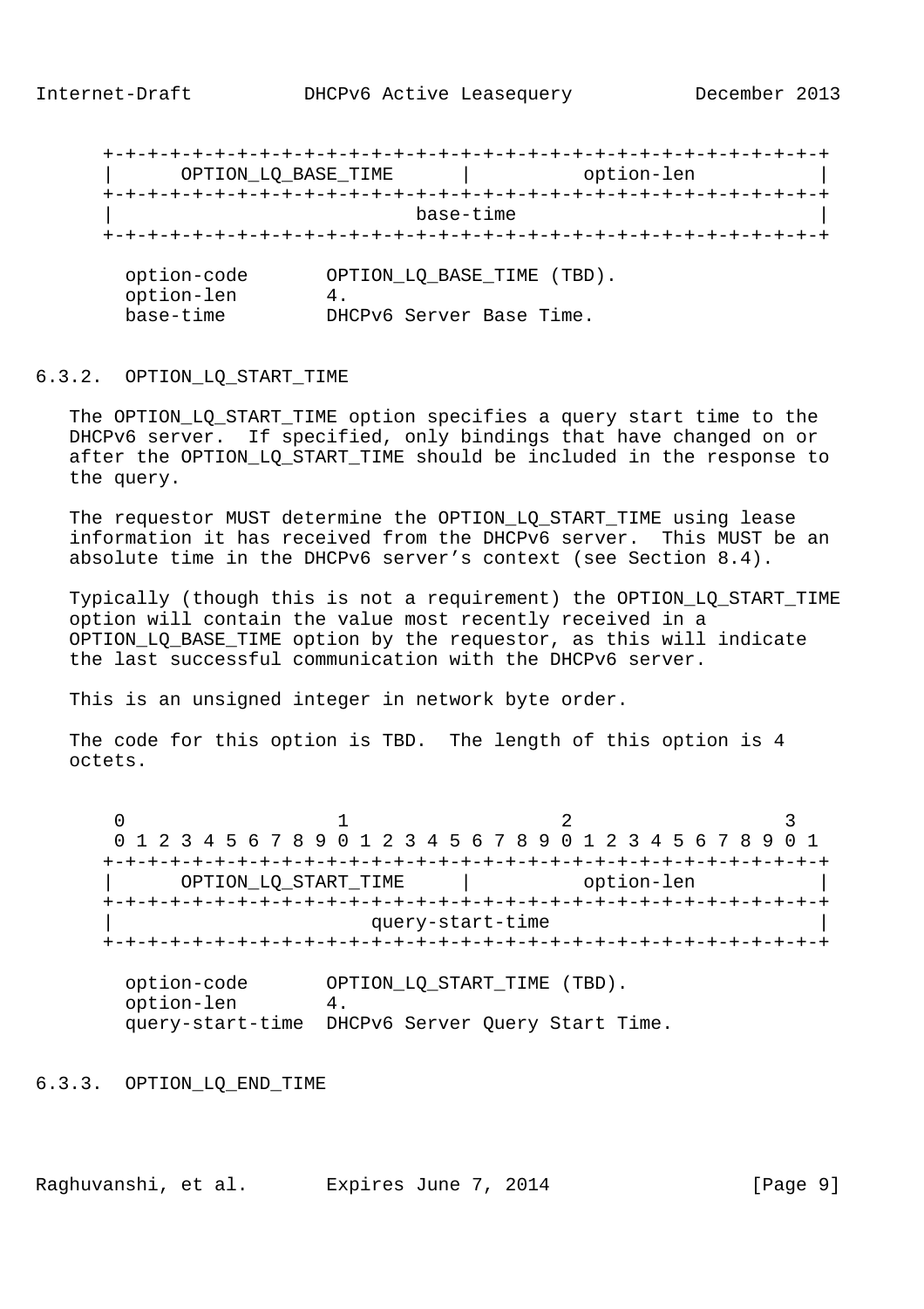```
 +-+-+-+-+-+-+-+-+-+-+-+-+-+-+-+-+-+-+-+-+-+-+-+-+-+-+-+-+-+-+-+-+
 |      OPTION_LQ_BASE_TIME      |          option-len           |
 +-+-+-+-+-+-+-+-+-+-+-+-+-+-+-+-+-+-+-+-+-+-+-+-+-+-+-+-+-+-+-+-+
 |                           base-time                           |
 +-+-+-+-+-+-+-+-+-+-+-+-+-+-+-+-+-+-+-+-+-+-+-+-+-+-+-+-+-+-+-+-+

   option-code       OPTION_LQ_BASE_TIME (TBD).
   option-len        4.
   base-time         DHCPv6 Server Base Time.
```

### 6.3.2. OPTION_LQ_START_TIME

The OPTION_LQ_START_TIME option specifies a query start time to the DHCPv6 server. If specified, only bindings that have changed on or after the OPTION_LQ_START_TIME should be included in the response to the query.

The requestor MUST determine the OPTION_LQ_START_TIME using lease information it has received from the DHCPv6 server. This MUST be an absolute time in the DHCPv6 server's context (see Section 8.4).

Typically (though this is not a requirement) the OPTION_LQ_START_TIME option will contain the value most recently received in a OPTION_LQ_BASE_TIME option by the requestor, as this will indicate the last successful communication with the DHCPv6 server.

This is an unsigned integer in network byte order.

The code for this option is TBD. The length of this option is 4 octets.

```
  0                   1                   2                   3
  0 1 2 3 4 5 6 7 8 9 0 1 2 3 4 5 6 7 8 9 0 1 2 3 4 5 6 7 8 9 0 1
 +-+-+-+-+-+-+-+-+-+-+-+-+-+-+-+-+-+-+-+-+-+-+-+-+-+-+-+-+-+-+-+-+
 |      OPTION_LQ_START_TIME     |          option-len           |
 +-+-+-+-+-+-+-+-+-+-+-+-+-+-+-+-+-+-+-+-+-+-+-+-+-+-+-+-+-+-+-+-+
 |                       query-start-time                        |
 +-+-+-+-+-+-+-+-+-+-+-+-+-+-+-+-+-+-+-+-+-+-+-+-+-+-+-+-+-+-+-+-+

   option-code       OPTION_LQ_START_TIME (TBD).
   option-len        4.
   query-start-time  DHCPv6 Server Query Start Time.
```

### 6.3.3. OPTION_LQ_END_TIME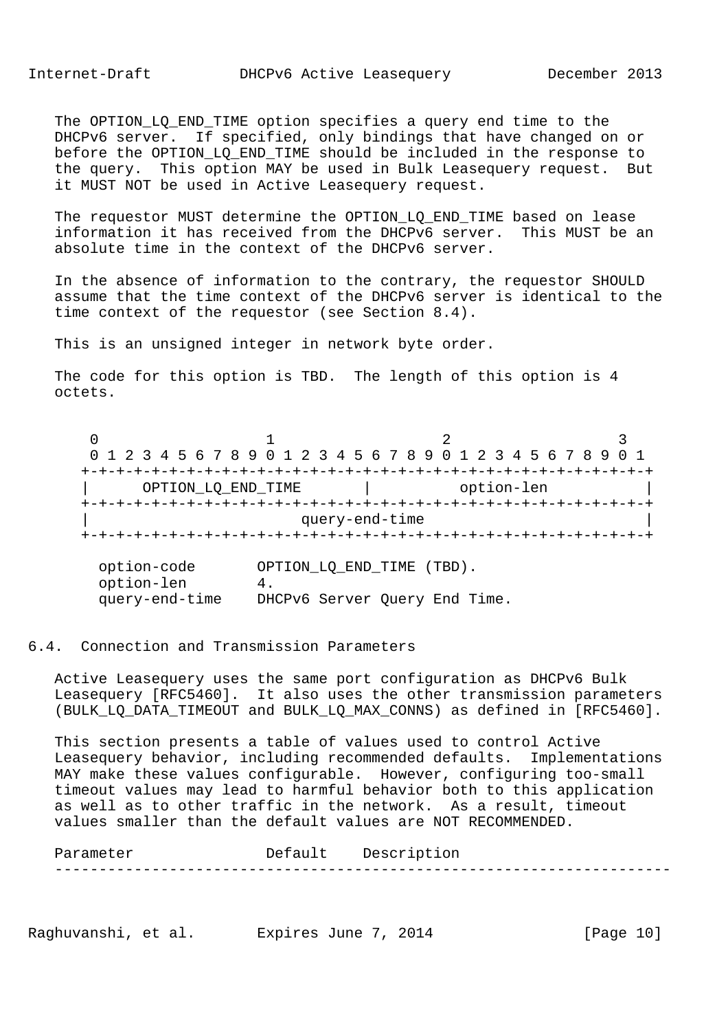The OPTION_LQ_END_TIME option specifies a query end time to the DHCPv6 server. If specified, only bindings that have changed on or before the OPTION_LQ_END_TIME should be included in the response to the query. This option MAY be used in Bulk Leasequery request. But it MUST NOT be used in Active Leasequery request.

The requestor MUST determine the OPTION_LQ_END_TIME based on lease information it has received from the DHCPv6 server. This MUST be an absolute time in the context of the DHCPv6 server.

In the absence of information to the contrary, the requestor SHOULD assume that the time context of the DHCPv6 server is identical to the time context of the requestor (see Section 8.4).

This is an unsigned integer in network byte order.

The code for this option is TBD. The length of this option is 4 octets.

```
 0                   1                   2                   3
 0 1 2 3 4 5 6 7 8 9 0 1 2 3 4 5 6 7 8 9 0 1 2 3 4 5 6 7 8 9 0 1
+-+-+-+-+-+-+-+-+-+-+-+-+-+-+-+-+-+-+-+-+-+-+-+-+-+-+-+-+-+-+-+-+
|      OPTION_LQ_END_TIME       |          option-len           |
+-+-+-+-+-+-+-+-+-+-+-+-+-+-+-+-+-+-+-+-+-+-+-+-+-+-+-+-+-+-+-+-+
|                        query-end-time                         |
+-+-+-+-+-+-+-+-+-+-+-+-+-+-+-+-+-+-+-+-+-+-+-+-+-+-+-+-+-+-+-+-+

  option-code       OPTION_LQ_END_TIME (TBD).
  option-len        4.
  query-end-time    DHCPv6 Server Query End Time.
```

## 6.4. Connection and Transmission Parameters

Active Leasequery uses the same port configuration as DHCPv6 Bulk Leasequery [RFC5460]. It also uses the other transmission parameters (BULK_LQ_DATA_TIMEOUT and BULK_LQ_MAX_CONNS) as defined in [RFC5460].

This section presents a table of values used to control Active Leasequery behavior, including recommended defaults. Implementations MAY make these values configurable. However, configuring too-small timeout values may lead to harmful behavior both to this application as well as to other traffic in the network. As a result, timeout values smaller than the default values are NOT RECOMMENDED.

| Parameter | Default | Description |
|---|---|---|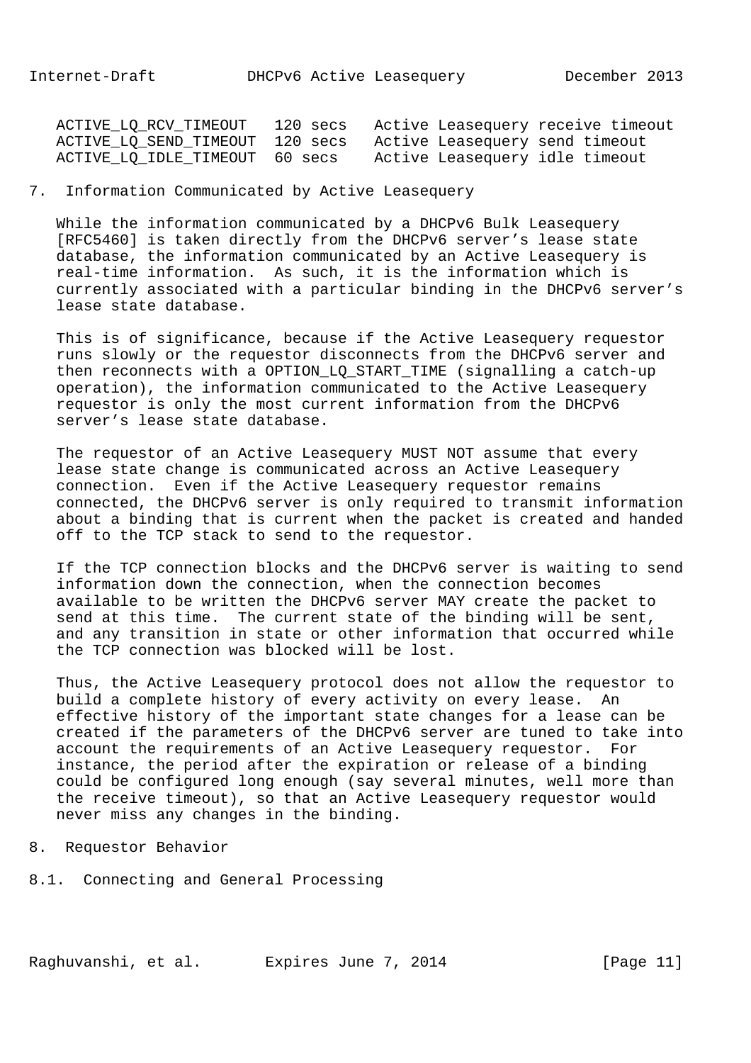```
ACTIVE_LQ_RCV_TIMEOUT   120 secs   Active Leasequery receive timeout
ACTIVE_LQ_SEND_TIMEOUT  120 secs   Active Leasequery send timeout
ACTIVE_LQ_IDLE_TIMEOUT  60 secs    Active Leasequery idle timeout
```

## 7. Information Communicated by Active Leasequery

While the information communicated by a DHCPv6 Bulk Leasequery [RFC5460] is taken directly from the DHCPv6 server's lease state database, the information communicated by an Active Leasequery is real-time information. As such, it is the information which is currently associated with a particular binding in the DHCPv6 server's lease state database.

This is of significance, because if the Active Leasequery requestor runs slowly or the requestor disconnects from the DHCPv6 server and then reconnects with a OPTION_LQ_START_TIME (signalling a catch-up operation), the information communicated to the Active Leasequery requestor is only the most current information from the DHCPv6 server's lease state database.

The requestor of an Active Leasequery MUST NOT assume that every lease state change is communicated across an Active Leasequery connection. Even if the Active Leasequery requestor remains connected, the DHCPv6 server is only required to transmit information about a binding that is current when the packet is created and handed off to the TCP stack to send to the requestor.

If the TCP connection blocks and the DHCPv6 server is waiting to send information down the connection, when the connection becomes available to be written the DHCPv6 server MAY create the packet to send at this time. The current state of the binding will be sent, and any transition in state or other information that occurred while the TCP connection was blocked will be lost.

Thus, the Active Leasequery protocol does not allow the requestor to build a complete history of every activity on every lease. An effective history of the important state changes for a lease can be created if the parameters of the DHCPv6 server are tuned to take into account the requirements of an Active Leasequery requestor. For instance, the period after the expiration or release of a binding could be configured long enough (say several minutes, well more than the receive timeout), so that an Active Leasequery requestor would never miss any changes in the binding.

## 8. Requestor Behavior

### 8.1. Connecting and General Processing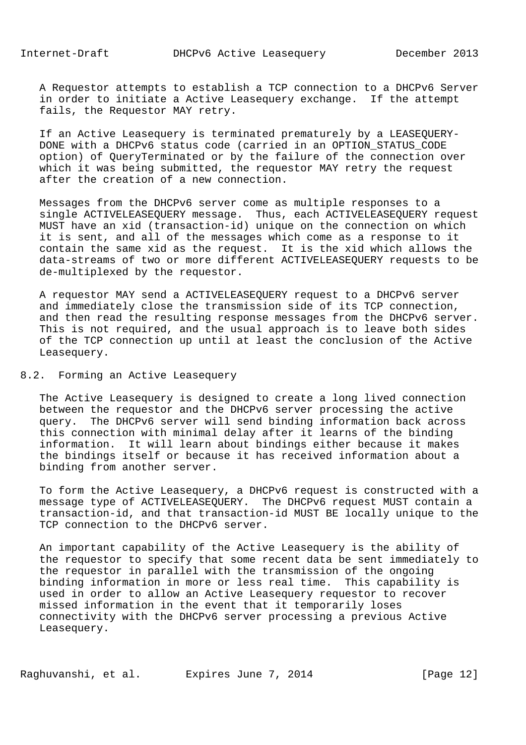A Requestor attempts to establish a TCP connection to a DHCPv6 Server in order to initiate a Active Leasequery exchange. If the attempt fails, the Requestor MAY retry.

If an Active Leasequery is terminated prematurely by a LEASEQUERY-DONE with a DHCPv6 status code (carried in an OPTION_STATUS_CODE option) of QueryTerminated or by the failure of the connection over which it was being submitted, the requestor MAY retry the request after the creation of a new connection.

Messages from the DHCPv6 server come as multiple responses to a single ACTIVELEASEQUERY message. Thus, each ACTIVELEASEQUERY request MUST have an xid (transaction-id) unique on the connection on which it is sent, and all of the messages which come as a response to it contain the same xid as the request. It is the xid which allows the data-streams of two or more different ACTIVELEASEQUERY requests to be de-multiplexed by the requestor.

A requestor MAY send a ACTIVELEASEQUERY request to a DHCPv6 server and immediately close the transmission side of its TCP connection, and then read the resulting response messages from the DHCPv6 server. This is not required, and the usual approach is to leave both sides of the TCP connection up until at least the conclusion of the Active Leasequery.

## 8.2. Forming an Active Leasequery

The Active Leasequery is designed to create a long lived connection between the requestor and the DHCPv6 server processing the active query. The DHCPv6 server will send binding information back across this connection with minimal delay after it learns of the binding information. It will learn about bindings either because it makes the bindings itself or because it has received information about a binding from another server.

To form the Active Leasequery, a DHCPv6 request is constructed with a message type of ACTIVELEASEQUERY. The DHCPv6 request MUST contain a transaction-id, and that transaction-id MUST BE locally unique to the TCP connection to the DHCPv6 server.

An important capability of the Active Leasequery is the ability of the requestor to specify that some recent data be sent immediately to the requestor in parallel with the transmission of the ongoing binding information in more or less real time. This capability is used in order to allow an Active Leasequery requestor to recover missed information in the event that it temporarily loses connectivity with the DHCPv6 server processing a previous Active Leasequery.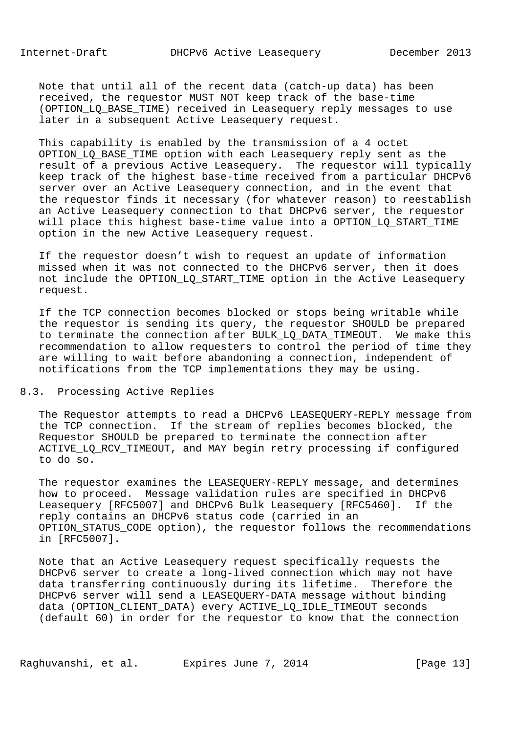Note that until all of the recent data (catch-up data) has been received, the requestor MUST NOT keep track of the base-time (OPTION_LQ_BASE_TIME) received in Leasequery reply messages to use later in a subsequent Active Leasequery request.

This capability is enabled by the transmission of a 4 octet OPTION_LQ_BASE_TIME option with each Leasequery reply sent as the result of a previous Active Leasequery. The requestor will typically keep track of the highest base-time received from a particular DHCPv6 server over an Active Leasequery connection, and in the event that the requestor finds it necessary (for whatever reason) to reestablish an Active Leasequery connection to that DHCPv6 server, the requestor will place this highest base-time value into a OPTION_LQ_START_TIME option in the new Active Leasequery request.

If the requestor doesn't wish to request an update of information missed when it was not connected to the DHCPv6 server, then it does not include the OPTION_LQ_START_TIME option in the Active Leasequery request.

If the TCP connection becomes blocked or stops being writable while the requestor is sending its query, the requestor SHOULD be prepared to terminate the connection after BULK_LQ_DATA_TIMEOUT. We make this recommendation to allow requesters to control the period of time they are willing to wait before abandoning a connection, independent of notifications from the TCP implementations they may be using.

## 8.3. Processing Active Replies

The Requestor attempts to read a DHCPv6 LEASEQUERY-REPLY message from the TCP connection. If the stream of replies becomes blocked, the Requestor SHOULD be prepared to terminate the connection after ACTIVE_LQ_RCV_TIMEOUT, and MAY begin retry processing if configured to do so.

The requestor examines the LEASEQUERY-REPLY message, and determines how to proceed. Message validation rules are specified in DHCPv6 Leasequery [RFC5007] and DHCPv6 Bulk Leasequery [RFC5460]. If the reply contains an DHCPv6 status code (carried in an OPTION_STATUS_CODE option), the requestor follows the recommendations in [RFC5007].

Note that an Active Leasequery request specifically requests the DHCPv6 server to create a long-lived connection which may not have data transferring continuously during its lifetime. Therefore the DHCPv6 server will send a LEASEQUERY-DATA message without binding data (OPTION_CLIENT_DATA) every ACTIVE_LQ_IDLE_TIMEOUT seconds (default 60) in order for the requestor to know that the connection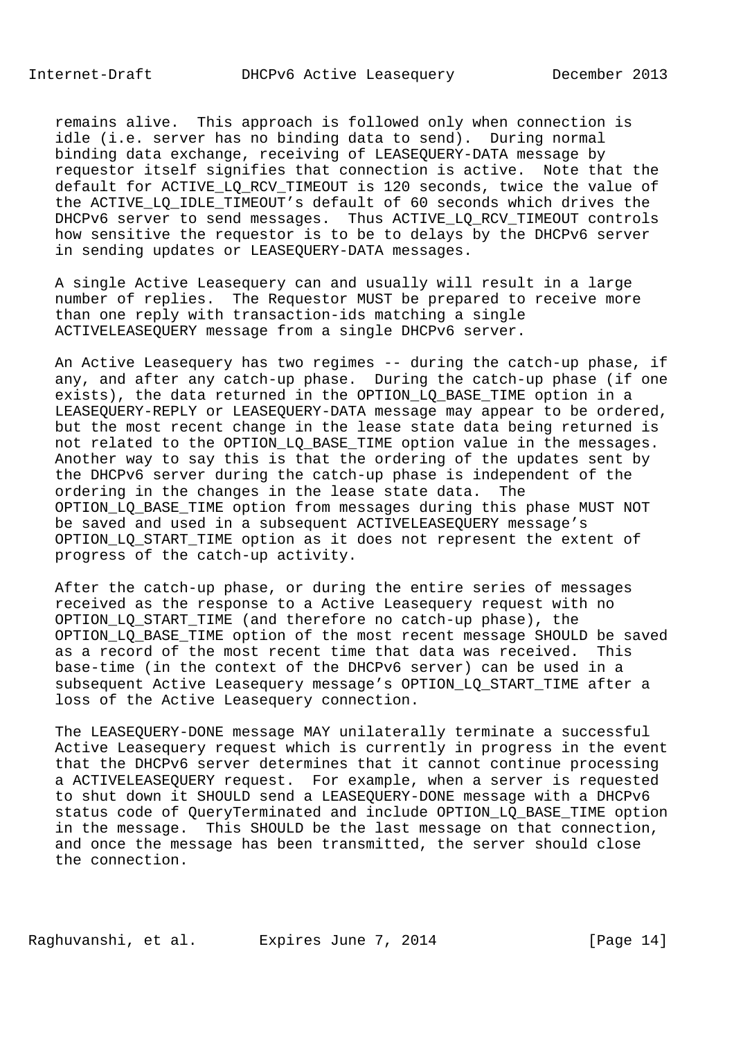remains alive. This approach is followed only when connection is idle (i.e. server has no binding data to send). During normal binding data exchange, receiving of LEASEQUERY-DATA message by requestor itself signifies that connection is active. Note that the default for ACTIVE_LQ_RCV_TIMEOUT is 120 seconds, twice the value of the ACTIVE_LQ_IDLE_TIMEOUT's default of 60 seconds which drives the DHCPv6 server to send messages. Thus ACTIVE_LQ_RCV_TIMEOUT controls how sensitive the requestor is to be to delays by the DHCPv6 server in sending updates or LEASEQUERY-DATA messages.

A single Active Leasequery can and usually will result in a large number of replies. The Requestor MUST be prepared to receive more than one reply with transaction-ids matching a single ACTIVELEASEQUERY message from a single DHCPv6 server.

An Active Leasequery has two regimes -- during the catch-up phase, if any, and after any catch-up phase. During the catch-up phase (if one exists), the data returned in the OPTION_LQ_BASE_TIME option in a LEASEQUERY-REPLY or LEASEQUERY-DATA message may appear to be ordered, but the most recent change in the lease state data being returned is not related to the OPTION_LQ_BASE_TIME option value in the messages. Another way to say this is that the ordering of the updates sent by the DHCPv6 server during the catch-up phase is independent of the ordering in the changes in the lease state data. The OPTION_LQ_BASE_TIME option from messages during this phase MUST NOT be saved and used in a subsequent ACTIVELEASEQUERY message's OPTION_LQ_START_TIME option as it does not represent the extent of progress of the catch-up activity.

After the catch-up phase, or during the entire series of messages received as the response to a Active Leasequery request with no OPTION_LQ_START_TIME (and therefore no catch-up phase), the OPTION_LQ_BASE_TIME option of the most recent message SHOULD be saved as a record of the most recent time that data was received. This base-time (in the context of the DHCPv6 server) can be used in a subsequent Active Leasequery message's OPTION_LQ_START_TIME after a loss of the Active Leasequery connection.

The LEASEQUERY-DONE message MAY unilaterally terminate a successful Active Leasequery request which is currently in progress in the event that the DHCPv6 server determines that it cannot continue processing a ACTIVELEASEQUERY request. For example, when a server is requested to shut down it SHOULD send a LEASEQUERY-DONE message with a DHCPv6 status code of QueryTerminated and include OPTION_LQ_BASE_TIME option in the message. This SHOULD be the last message on that connection, and once the message has been transmitted, the server should close the connection.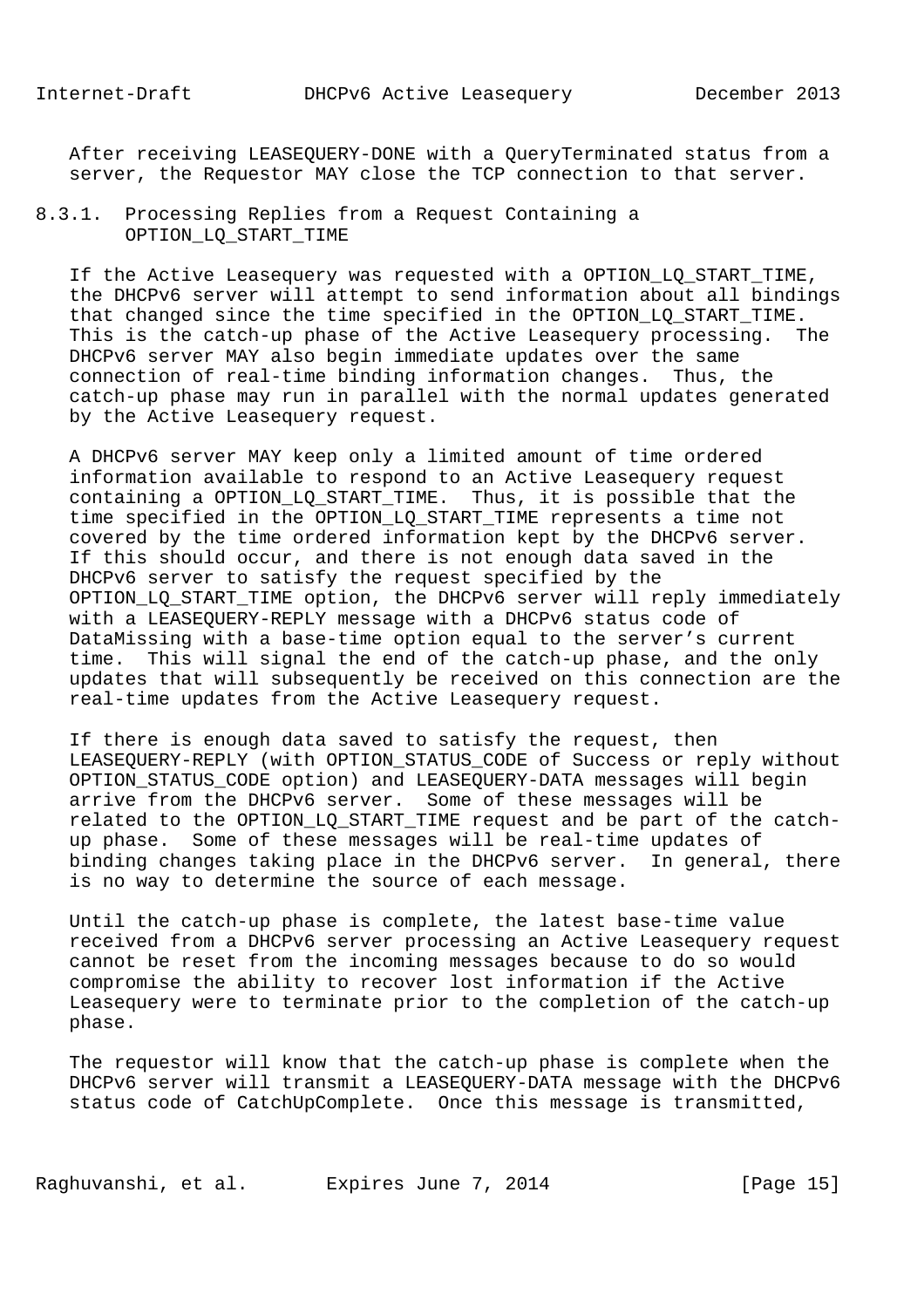After receiving LEASEQUERY-DONE with a QueryTerminated status from a server, the Requestor MAY close the TCP connection to that server.

#### 8.3.1. Processing Replies from a Request Containing a OPTION_LQ_START_TIME

If the Active Leasequery was requested with a OPTION_LQ_START_TIME, the DHCPv6 server will attempt to send information about all bindings that changed since the time specified in the OPTION_LQ_START_TIME. This is the catch-up phase of the Active Leasequery processing. The DHCPv6 server MAY also begin immediate updates over the same connection of real-time binding information changes. Thus, the catch-up phase may run in parallel with the normal updates generated by the Active Leasequery request.

A DHCPv6 server MAY keep only a limited amount of time ordered information available to respond to an Active Leasequery request containing a OPTION_LQ_START_TIME. Thus, it is possible that the time specified in the OPTION_LQ_START_TIME represents a time not covered by the time ordered information kept by the DHCPv6 server. If this should occur, and there is not enough data saved in the DHCPv6 server to satisfy the request specified by the OPTION_LQ_START_TIME option, the DHCPv6 server will reply immediately with a LEASEQUERY-REPLY message with a DHCPv6 status code of DataMissing with a base-time option equal to the server's current time. This will signal the end of the catch-up phase, and the only updates that will subsequently be received on this connection are the real-time updates from the Active Leasequery request.

If there is enough data saved to satisfy the request, then LEASEQUERY-REPLY (with OPTION_STATUS_CODE of Success or reply without OPTION_STATUS_CODE option) and LEASEQUERY-DATA messages will begin arrive from the DHCPv6 server. Some of these messages will be related to the OPTION_LQ_START_TIME request and be part of the catch-up phase. Some of these messages will be real-time updates of binding changes taking place in the DHCPv6 server. In general, there is no way to determine the source of each message.

Until the catch-up phase is complete, the latest base-time value received from a DHCPv6 server processing an Active Leasequery request cannot be reset from the incoming messages because to do so would compromise the ability to recover lost information if the Active Leasequery were to terminate prior to the completion of the catch-up phase.

The requestor will know that the catch-up phase is complete when the DHCPv6 server will transmit a LEASEQUERY-DATA message with the DHCPv6 status code of CatchUpComplete. Once this message is transmitted,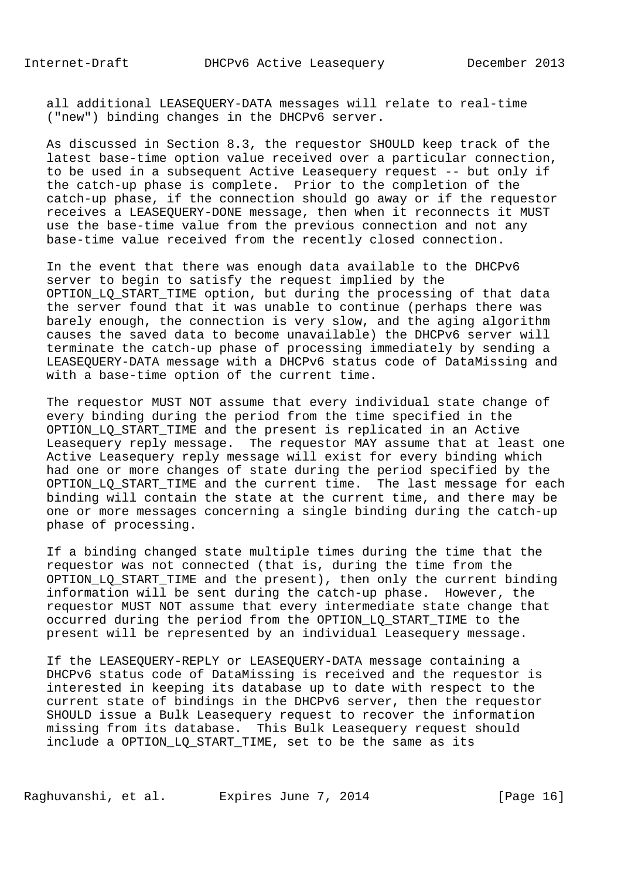all additional LEASEQUERY-DATA messages will relate to real-time ("new") binding changes in the DHCPv6 server.

As discussed in Section 8.3, the requestor SHOULD keep track of the latest base-time option value received over a particular connection, to be used in a subsequent Active Leasequery request -- but only if the catch-up phase is complete. Prior to the completion of the catch-up phase, if the connection should go away or if the requestor receives a LEASEQUERY-DONE message, then when it reconnects it MUST use the base-time value from the previous connection and not any base-time value received from the recently closed connection.

In the event that there was enough data available to the DHCPv6 server to begin to satisfy the request implied by the OPTION_LQ_START_TIME option, but during the processing of that data the server found that it was unable to continue (perhaps there was barely enough, the connection is very slow, and the aging algorithm causes the saved data to become unavailable) the DHCPv6 server will terminate the catch-up phase of processing immediately by sending a LEASEQUERY-DATA message with a DHCPv6 status code of DataMissing and with a base-time option of the current time.

The requestor MUST NOT assume that every individual state change of every binding during the period from the time specified in the OPTION_LQ_START_TIME and the present is replicated in an Active Leasequery reply message. The requestor MAY assume that at least one Active Leasequery reply message will exist for every binding which had one or more changes of state during the period specified by the OPTION_LQ_START_TIME and the current time. The last message for each binding will contain the state at the current time, and there may be one or more messages concerning a single binding during the catch-up phase of processing.

If a binding changed state multiple times during the time that the requestor was not connected (that is, during the time from the OPTION_LQ_START_TIME and the present), then only the current binding information will be sent during the catch-up phase. However, the requestor MUST NOT assume that every intermediate state change that occurred during the period from the OPTION_LQ_START_TIME to the present will be represented by an individual Leasequery message.

If the LEASEQUERY-REPLY or LEASEQUERY-DATA message containing a DHCPv6 status code of DataMissing is received and the requestor is interested in keeping its database up to date with respect to the current state of bindings in the DHCPv6 server, then the requestor SHOULD issue a Bulk Leasequery request to recover the information missing from its database. This Bulk Leasequery request should include a OPTION_LQ_START_TIME, set to be the same as its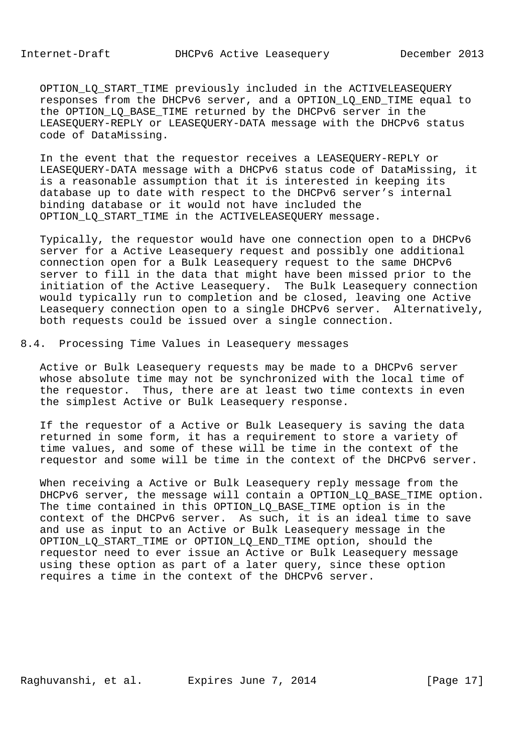OPTION_LQ_START_TIME previously included in the ACTIVELEASEQUERY responses from the DHCPv6 server, and a OPTION_LQ_END_TIME equal to the OPTION_LQ_BASE_TIME returned by the DHCPv6 server in the LEASEQUERY-REPLY or LEASEQUERY-DATA message with the DHCPv6 status code of DataMissing.

In the event that the requestor receives a LEASEQUERY-REPLY or LEASEQUERY-DATA message with a DHCPv6 status code of DataMissing, it is a reasonable assumption that it is interested in keeping its database up to date with respect to the DHCPv6 server's internal binding database or it would not have included the OPTION_LQ_START_TIME in the ACTIVELEASEQUERY message.

Typically, the requestor would have one connection open to a DHCPv6 server for a Active Leasequery request and possibly one additional connection open for a Bulk Leasequery request to the same DHCPv6 server to fill in the data that might have been missed prior to the initiation of the Active Leasequery. The Bulk Leasequery connection would typically run to completion and be closed, leaving one Active Leasequery connection open to a single DHCPv6 server. Alternatively, both requests could be issued over a single connection.

## 8.4. Processing Time Values in Leasequery messages

Active or Bulk Leasequery requests may be made to a DHCPv6 server whose absolute time may not be synchronized with the local time of the requestor. Thus, there are at least two time contexts in even the simplest Active or Bulk Leasequery response.

If the requestor of a Active or Bulk Leasequery is saving the data returned in some form, it has a requirement to store a variety of time values, and some of these will be time in the context of the requestor and some will be time in the context of the DHCPv6 server.

When receiving a Active or Bulk Leasequery reply message from the DHCPv6 server, the message will contain a OPTION_LQ_BASE_TIME option. The time contained in this OPTION_LQ_BASE_TIME option is in the context of the DHCPv6 server. As such, it is an ideal time to save and use as input to an Active or Bulk Leasequery message in the OPTION_LQ_START_TIME or OPTION_LQ_END_TIME option, should the requestor need to ever issue an Active or Bulk Leasequery message using these option as part of a later query, since these option requires a time in the context of the DHCPv6 server.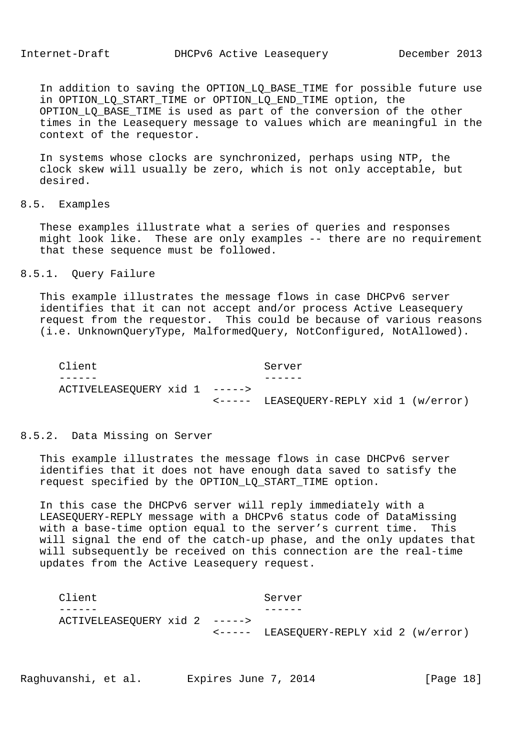In addition to saving the OPTION_LQ_BASE_TIME for possible future use in OPTION_LQ_START_TIME or OPTION_LQ_END_TIME option, the OPTION_LQ_BASE_TIME is used as part of the conversion of the other times in the Leasequery message to values which are meaningful in the context of the requestor.

In systems whose clocks are synchronized, perhaps using NTP, the clock skew will usually be zero, which is not only acceptable, but desired.

### 8.5. Examples

These examples illustrate what a series of queries and responses might look like. These are only examples -- there are no requirement that these sequence must be followed.

#### 8.5.1. Query Failure

This example illustrates the message flows in case DHCPv6 server identifies that it can not accept and/or process Active Leasequery request from the requestor. This could be because of various reasons (i.e. UnknownQueryType, MalformedQuery, NotConfigured, NotAllowed).

```
Client                          Server
------                          ------
ACTIVELEASEQUERY xid 1  ----->
                        <-----  LEASEQUERY-REPLY xid 1 (w/error)
```

#### 8.5.2. Data Missing on Server

This example illustrates the message flows in case DHCPv6 server identifies that it does not have enough data saved to satisfy the request specified by the OPTION_LQ_START_TIME option.

In this case the DHCPv6 server will reply immediately with a LEASEQUERY-REPLY message with a DHCPv6 status code of DataMissing with a base-time option equal to the server's current time. This will signal the end of the catch-up phase, and the only updates that will subsequently be received on this connection are the real-time updates from the Active Leasequery request.

```
Client                          Server
------                          ------
ACTIVELEASEQUERY xid 2  ----->
                        <-----  LEASEQUERY-REPLY xid 2 (w/error)
```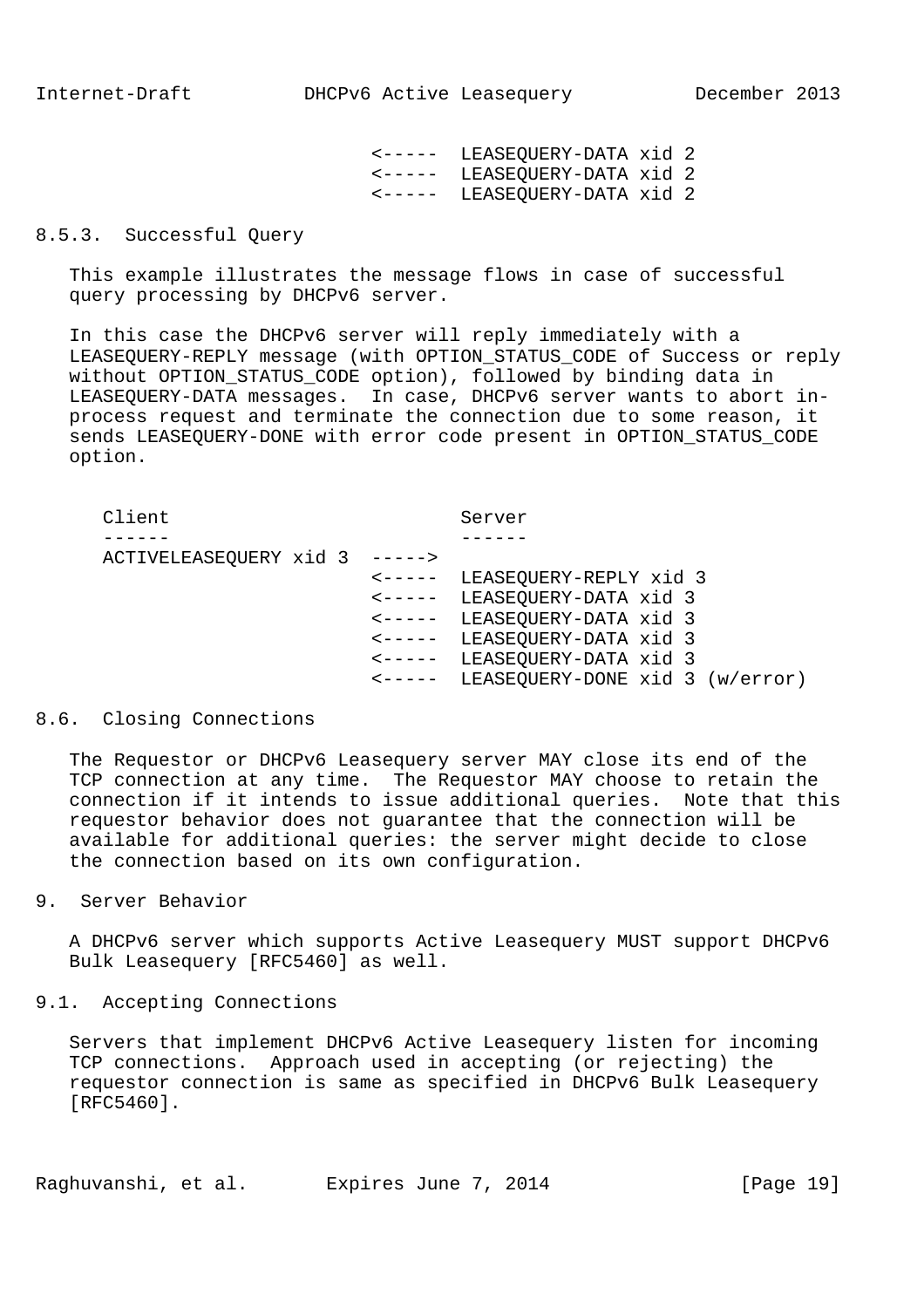```
                        <-----  LEASEQUERY-DATA xid 2
                        <-----  LEASEQUERY-DATA xid 2
                        <-----  LEASEQUERY-DATA xid 2
```

### 8.5.3. Successful Query

This example illustrates the message flows in case of successful query processing by DHCPv6 server.

In this case the DHCPv6 server will reply immediately with a LEASEQUERY-REPLY message (with OPTION_STATUS_CODE of Success or reply without OPTION_STATUS_CODE option), followed by binding data in LEASEQUERY-DATA messages. In case, DHCPv6 server wants to abort in-process request and terminate the connection due to some reason, it sends LEASEQUERY-DONE with error code present in OPTION_STATUS_CODE option.

```
Client                          Server
------                          ------
ACTIVELEASEQUERY xid 3  ----->
                        <-----  LEASEQUERY-REPLY xid 3
                        <-----  LEASEQUERY-DATA xid 3
                        <-----  LEASEQUERY-DATA xid 3
                        <-----  LEASEQUERY-DATA xid 3
                        <-----  LEASEQUERY-DATA xid 3
                        <-----  LEASEQUERY-DONE xid 3 (w/error)
```

## 8.6. Closing Connections

The Requestor or DHCPv6 Leasequery server MAY close its end of the TCP connection at any time. The Requestor MAY choose to retain the connection if it intends to issue additional queries. Note that this requestor behavior does not guarantee that the connection will be available for additional queries: the server might decide to close the connection based on its own configuration.

# 9. Server Behavior

A DHCPv6 server which supports Active Leasequery MUST support DHCPv6 Bulk Leasequery [RFC5460] as well.

## 9.1. Accepting Connections

Servers that implement DHCPv6 Active Leasequery listen for incoming TCP connections. Approach used in accepting (or rejecting) the requestor connection is same as specified in DHCPv6 Bulk Leasequery [RFC5460].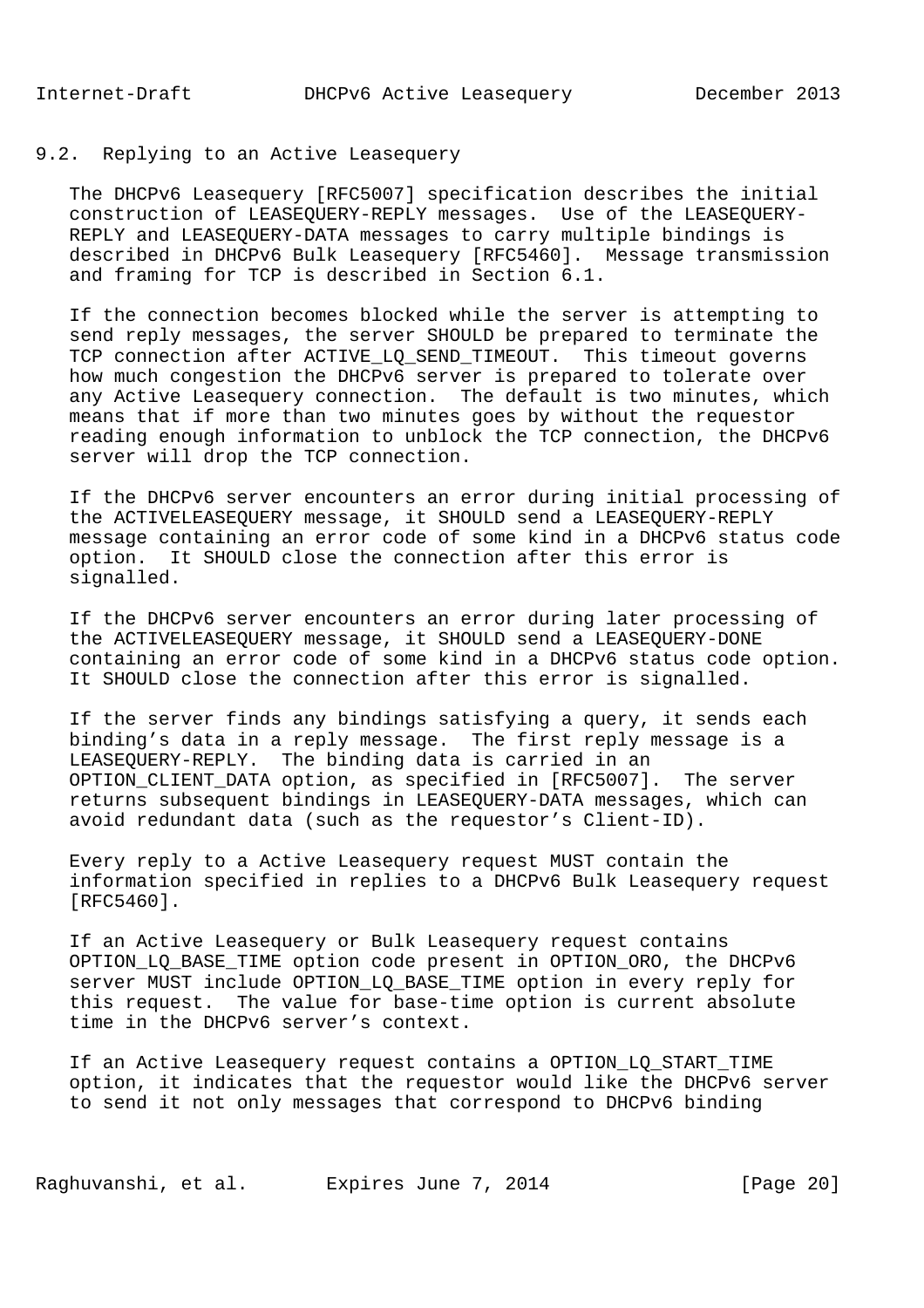### 9.2. Replying to an Active Leasequery

The DHCPv6 Leasequery [RFC5007] specification describes the initial construction of LEASEQUERY-REPLY messages. Use of the LEASEQUERY-REPLY and LEASEQUERY-DATA messages to carry multiple bindings is described in DHCPv6 Bulk Leasequery [RFC5460]. Message transmission and framing for TCP is described in Section 6.1.

If the connection becomes blocked while the server is attempting to send reply messages, the server SHOULD be prepared to terminate the TCP connection after ACTIVE_LQ_SEND_TIMEOUT. This timeout governs how much congestion the DHCPv6 server is prepared to tolerate over any Active Leasequery connection. The default is two minutes, which means that if more than two minutes goes by without the requestor reading enough information to unblock the TCP connection, the DHCPv6 server will drop the TCP connection.

If the DHCPv6 server encounters an error during initial processing of the ACTIVELEASEQUERY message, it SHOULD send a LEASEQUERY-REPLY message containing an error code of some kind in a DHCPv6 status code option. It SHOULD close the connection after this error is signalled.

If the DHCPv6 server encounters an error during later processing of the ACTIVELEASEQUERY message, it SHOULD send a LEASEQUERY-DONE containing an error code of some kind in a DHCPv6 status code option. It SHOULD close the connection after this error is signalled.

If the server finds any bindings satisfying a query, it sends each binding's data in a reply message. The first reply message is a LEASEQUERY-REPLY. The binding data is carried in an OPTION_CLIENT_DATA option, as specified in [RFC5007]. The server returns subsequent bindings in LEASEQUERY-DATA messages, which can avoid redundant data (such as the requestor's Client-ID).

Every reply to a Active Leasequery request MUST contain the information specified in replies to a DHCPv6 Bulk Leasequery request [RFC5460].

If an Active Leasequery or Bulk Leasequery request contains OPTION_LQ_BASE_TIME option code present in OPTION_ORO, the DHCPv6 server MUST include OPTION_LQ_BASE_TIME option in every reply for this request. The value for base-time option is current absolute time in the DHCPv6 server's context.

If an Active Leasequery request contains a OPTION_LQ_START_TIME option, it indicates that the requestor would like the DHCPv6 server to send it not only messages that correspond to DHCPv6 binding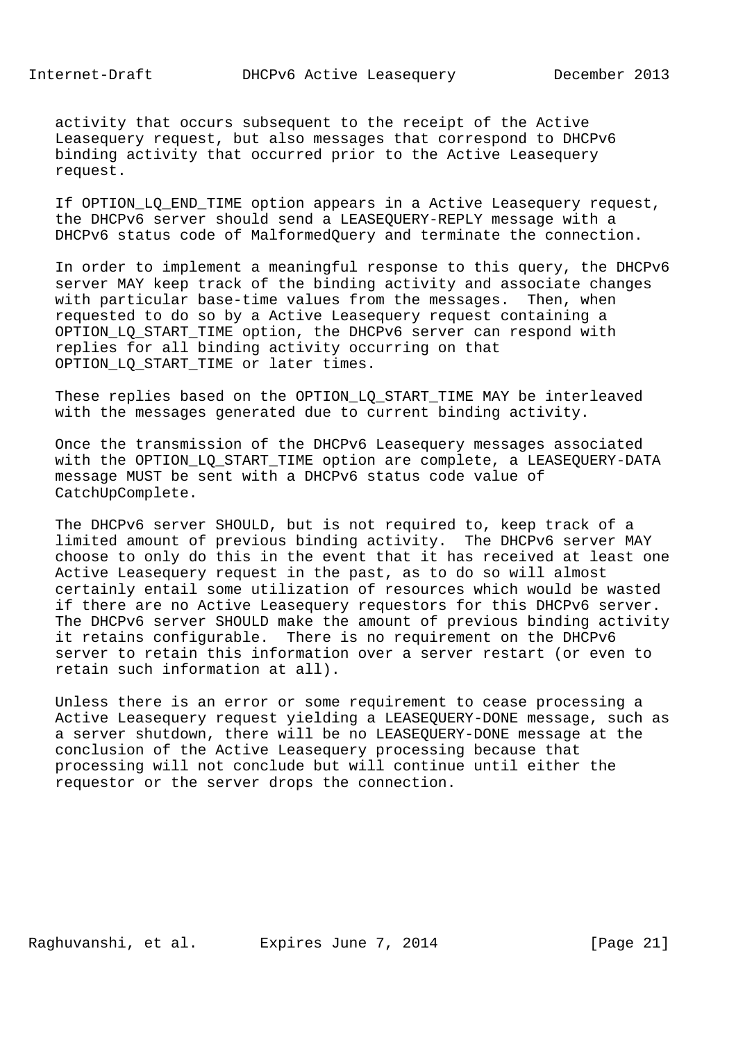activity that occurs subsequent to the receipt of the Active Leasequery request, but also messages that correspond to DHCPv6 binding activity that occurred prior to the Active Leasequery request.

If OPTION_LQ_END_TIME option appears in a Active Leasequery request, the DHCPv6 server should send a LEASEQUERY-REPLY message with a DHCPv6 status code of MalformedQuery and terminate the connection.

In order to implement a meaningful response to this query, the DHCPv6 server MAY keep track of the binding activity and associate changes with particular base-time values from the messages. Then, when requested to do so by a Active Leasequery request containing a OPTION_LQ_START_TIME option, the DHCPv6 server can respond with replies for all binding activity occurring on that OPTION_LQ_START_TIME or later times.

These replies based on the OPTION_LQ_START_TIME MAY be interleaved with the messages generated due to current binding activity.

Once the transmission of the DHCPv6 Leasequery messages associated with the OPTION_LQ_START_TIME option are complete, a LEASEQUERY-DATA message MUST be sent with a DHCPv6 status code value of CatchUpComplete.

The DHCPv6 server SHOULD, but is not required to, keep track of a limited amount of previous binding activity. The DHCPv6 server MAY choose to only do this in the event that it has received at least one Active Leasequery request in the past, as to do so will almost certainly entail some utilization of resources which would be wasted if there are no Active Leasequery requestors for this DHCPv6 server. The DHCPv6 server SHOULD make the amount of previous binding activity it retains configurable. There is no requirement on the DHCPv6 server to retain this information over a server restart (or even to retain such information at all).

Unless there is an error or some requirement to cease processing a Active Leasequery request yielding a LEASEQUERY-DONE message, such as a server shutdown, there will be no LEASEQUERY-DONE message at the conclusion of the Active Leasequery processing because that processing will not conclude but will continue until either the requestor or the server drops the connection.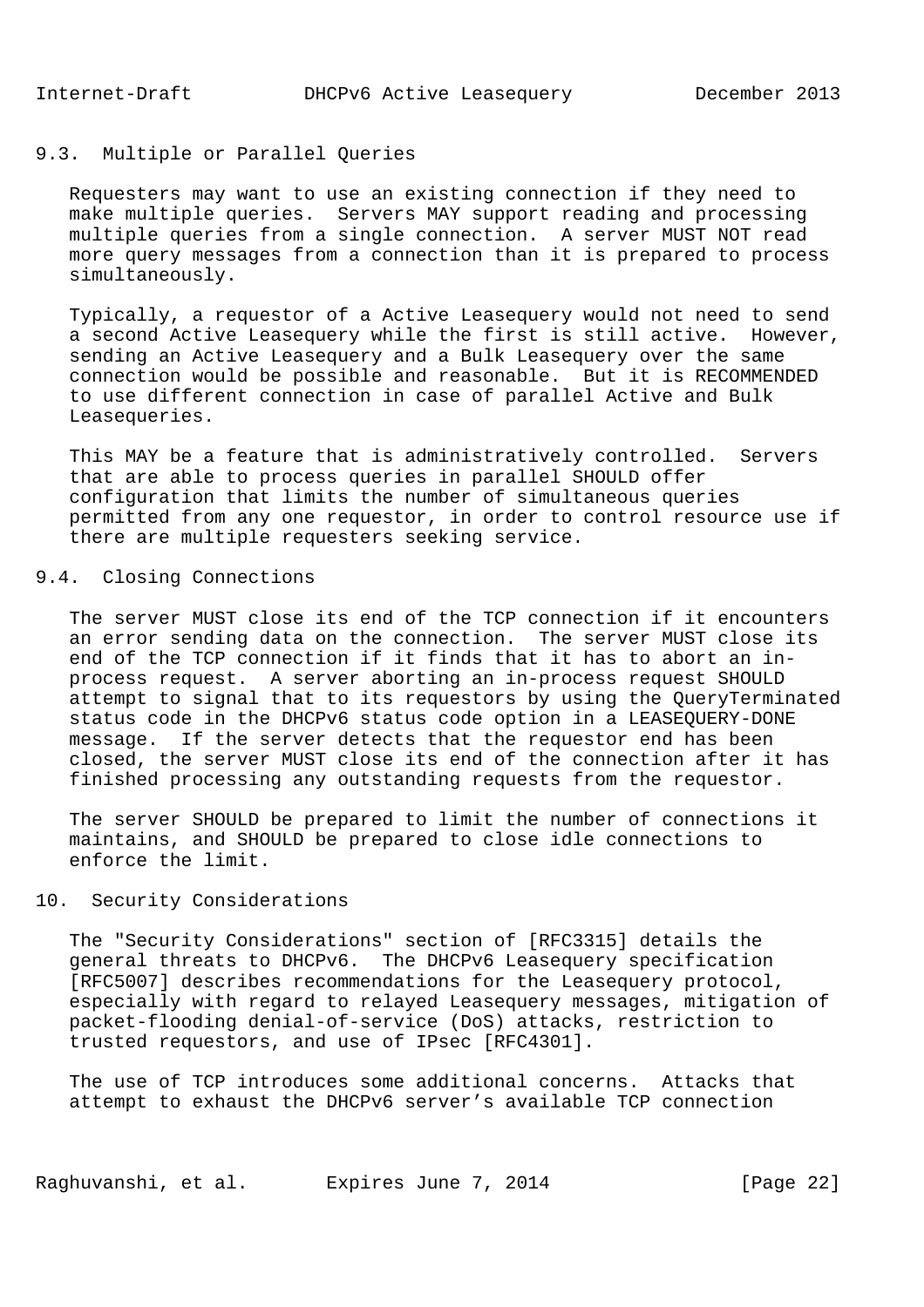### 9.3. Multiple or Parallel Queries

Requesters may want to use an existing connection if they need to make multiple queries. Servers MAY support reading and processing multiple queries from a single connection. A server MUST NOT read more query messages from a connection than it is prepared to process simultaneously.

Typically, a requestor of a Active Leasequery would not need to send a second Active Leasequery while the first is still active. However, sending an Active Leasequery and a Bulk Leasequery over the same connection would be possible and reasonable. But it is RECOMMENDED to use different connection in case of parallel Active and Bulk Leasequeries.

This MAY be a feature that is administratively controlled. Servers that are able to process queries in parallel SHOULD offer configuration that limits the number of simultaneous queries permitted from any one requestor, in order to control resource use if there are multiple requesters seeking service.

### 9.4. Closing Connections

The server MUST close its end of the TCP connection if it encounters an error sending data on the connection. The server MUST close its end of the TCP connection if it finds that it has to abort an in-process request. A server aborting an in-process request SHOULD attempt to signal that to its requestors by using the QueryTerminated status code in the DHCPv6 status code option in a LEASEQUERY-DONE message. If the server detects that the requestor end has been closed, the server MUST close its end of the connection after it has finished processing any outstanding requests from the requestor.

The server SHOULD be prepared to limit the number of connections it maintains, and SHOULD be prepared to close idle connections to enforce the limit.

## 10. Security Considerations

The "Security Considerations" section of [RFC3315] details the general threats to DHCPv6. The DHCPv6 Leasequery specification [RFC5007] describes recommendations for the Leasequery protocol, especially with regard to relayed Leasequery messages, mitigation of packet-flooding denial-of-service (DoS) attacks, restriction to trusted requestors, and use of IPsec [RFC4301].

The use of TCP introduces some additional concerns. Attacks that attempt to exhaust the DHCPv6 server’s available TCP connection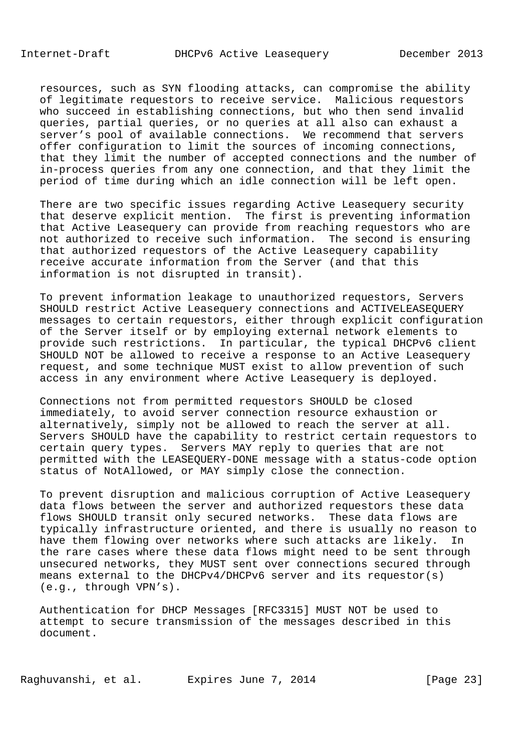resources, such as SYN flooding attacks, can compromise the ability of legitimate requestors to receive service. Malicious requestors who succeed in establishing connections, but who then send invalid queries, partial queries, or no queries at all also can exhaust a server's pool of available connections. We recommend that servers offer configuration to limit the sources of incoming connections, that they limit the number of accepted connections and the number of in-process queries from any one connection, and that they limit the period of time during which an idle connection will be left open.

There are two specific issues regarding Active Leasequery security that deserve explicit mention. The first is preventing information that Active Leasequery can provide from reaching requestors who are not authorized to receive such information. The second is ensuring that authorized requestors of the Active Leasequery capability receive accurate information from the Server (and that this information is not disrupted in transit).

To prevent information leakage to unauthorized requestors, Servers SHOULD restrict Active Leasequery connections and ACTIVELEASEQUERY messages to certain requestors, either through explicit configuration of the Server itself or by employing external network elements to provide such restrictions. In particular, the typical DHCPv6 client SHOULD NOT be allowed to receive a response to an Active Leasequery request, and some technique MUST exist to allow prevention of such access in any environment where Active Leasequery is deployed.

Connections not from permitted requestors SHOULD be closed immediately, to avoid server connection resource exhaustion or alternatively, simply not be allowed to reach the server at all. Servers SHOULD have the capability to restrict certain requestors to certain query types. Servers MAY reply to queries that are not permitted with the LEASEQUERY-DONE message with a status-code option status of NotAllowed, or MAY simply close the connection.

To prevent disruption and malicious corruption of Active Leasequery data flows between the server and authorized requestors these data flows SHOULD transit only secured networks. These data flows are typically infrastructure oriented, and there is usually no reason to have them flowing over networks where such attacks are likely. In the rare cases where these data flows might need to be sent through unsecured networks, they MUST sent over connections secured through means external to the DHCPv4/DHCPv6 server and its requestor(s) (e.g., through VPN's).

Authentication for DHCP Messages [RFC3315] MUST NOT be used to attempt to secure transmission of the messages described in this document.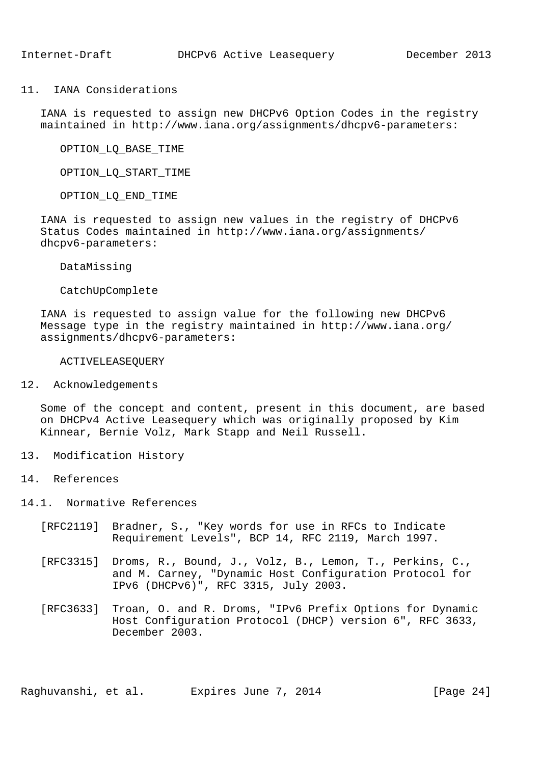## 11. IANA Considerations

IANA is requested to assign new DHCPv6 Option Codes in the registry maintained in http://www.iana.org/assignments/dhcpv6-parameters:

OPTION_LQ_BASE_TIME

OPTION_LQ_START_TIME

OPTION_LQ_END_TIME

IANA is requested to assign new values in the registry of DHCPv6 Status Codes maintained in http://www.iana.org/assignments/dhcpv6-parameters:

DataMissing

CatchUpComplete

IANA is requested to assign value for the following new DHCPv6 Message type in the registry maintained in http://www.iana.org/assignments/dhcpv6-parameters:

ACTIVELEASEQUERY

## 12. Acknowledgements

Some of the concept and content, present in this document, are based on DHCPv4 Active Leasequery which was originally proposed by Kim Kinnear, Bernie Volz, Mark Stapp and Neil Russell.

## 13. Modification History

## 14. References

### 14.1. Normative References

[RFC2119] Bradner, S., "Key words for use in RFCs to Indicate Requirement Levels", BCP 14, RFC 2119, March 1997.

[RFC3315] Droms, R., Bound, J., Volz, B., Lemon, T., Perkins, C., and M. Carney, "Dynamic Host Configuration Protocol for IPv6 (DHCPv6)", RFC 3315, July 2003.

[RFC3633] Troan, O. and R. Droms, "IPv6 Prefix Options for Dynamic Host Configuration Protocol (DHCP) version 6", RFC 3633, December 2003.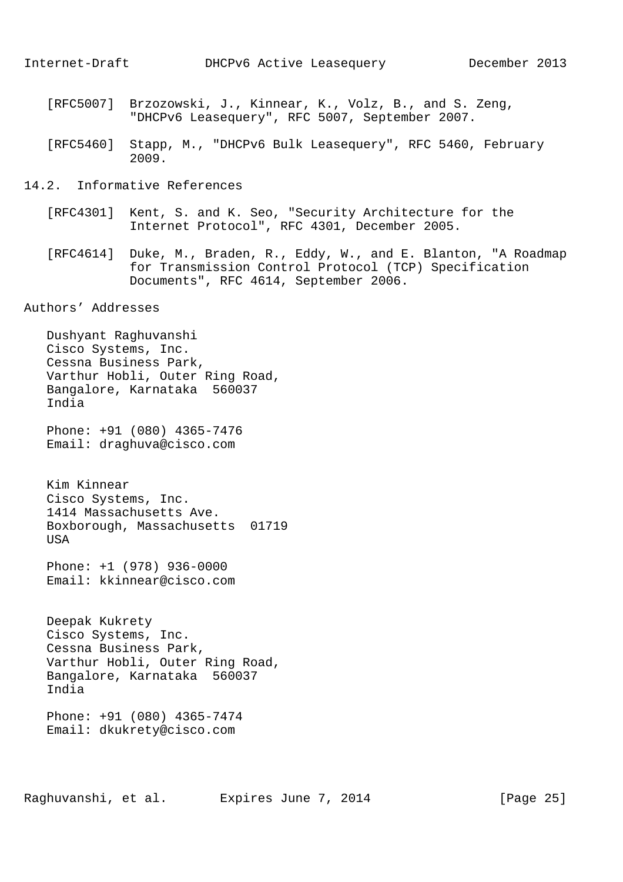[RFC5007] Brzozowski, J., Kinnear, K., Volz, B., and S. Zeng, "DHCPv6 Leasequery", RFC 5007, September 2007.

[RFC5460] Stapp, M., "DHCPv6 Bulk Leasequery", RFC 5460, February 2009.

## 14.2. Informative References

[RFC4301] Kent, S. and K. Seo, "Security Architecture for the Internet Protocol", RFC 4301, December 2005.

[RFC4614] Duke, M., Braden, R., Eddy, W., and E. Blanton, "A Roadmap for Transmission Control Protocol (TCP) Specification Documents", RFC 4614, September 2006.

## Authors' Addresses

Dushyant Raghuvanshi
Cisco Systems, Inc.
Cessna Business Park,
Varthur Hobli, Outer Ring Road,
Bangalore, Karnataka 560037
India

Phone: +91 (080) 4365-7476
Email: draghuva@cisco.com

Kim Kinnear
Cisco Systems, Inc.
1414 Massachusetts Ave.
Boxborough, Massachusetts 01719
USA

Phone: +1 (978) 936-0000
Email: kkinnear@cisco.com

Deepak Kukrety
Cisco Systems, Inc.
Cessna Business Park,
Varthur Hobli, Outer Ring Road,
Bangalore, Karnataka 560037
India

Phone: +91 (080) 4365-7474
Email: dkukrety@cisco.com